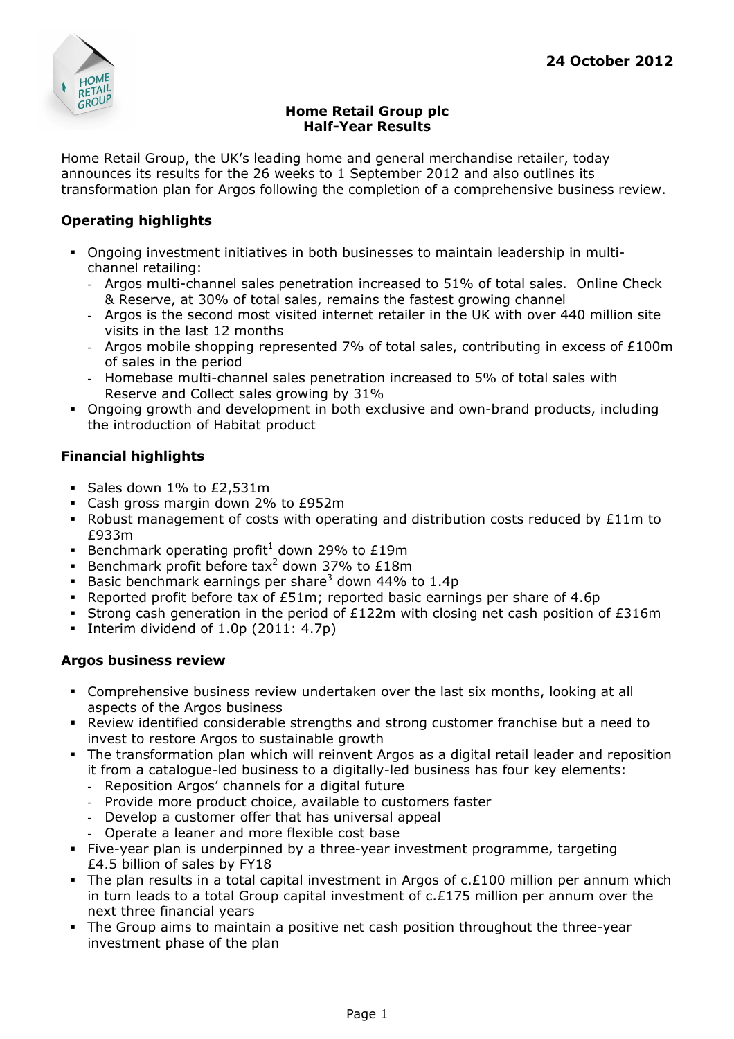**24 October 2012**

# Home Retail Group plc
## Half-Year Results

Home Retail Group, the UK's leading home and general merchandise retailer, today announces its results for the 26 weeks to 1 September 2012 and also outlines its transformation plan for Argos following the completion of a comprehensive business review.

### Operating highlights

- Ongoing investment initiatives in both businesses to maintain leadership in multi-channel retailing:
  - Argos multi-channel sales penetration increased to 51% of total sales. Online Check & Reserve, at 30% of total sales, remains the fastest growing channel
  - Argos is the second most visited internet retailer in the UK with over 440 million site visits in the last 12 months
  - Argos mobile shopping represented 7% of total sales, contributing in excess of £100m of sales in the period
  - Homebase multi-channel sales penetration increased to 5% of total sales with Reserve and Collect sales growing by 31%
- Ongoing growth and development in both exclusive and own-brand products, including the introduction of Habitat product

### Financial highlights

- Sales down 1% to £2,531m
- Cash gross margin down 2% to £952m
- Robust management of costs with operating and distribution costs reduced by £11m to £933m
- Benchmark operating profit[1] down 29% to £19m
- Benchmark profit before tax[2] down 37% to £18m
- Basic benchmark earnings per share[3] down 44% to 1.4p
- Reported profit before tax of £51m; reported basic earnings per share of 4.6p
- Strong cash generation in the period of £122m with closing net cash position of £316m
- Interim dividend of 1.0p (2011: 4.7p)

### Argos business review

- Comprehensive business review undertaken over the last six months, looking at all aspects of the Argos business
- Review identified considerable strengths and strong customer franchise but a need to invest to restore Argos to sustainable growth
- The transformation plan which will reinvent Argos as a digital retail leader and reposition it from a catalogue-led business to a digitally-led business has four key elements:
  - Reposition Argos' channels for a digital future
  - Provide more product choice, available to customers faster
  - Develop a customer offer that has universal appeal
  - Operate a leaner and more flexible cost base
- Five-year plan is underpinned by a three-year investment programme, targeting £4.5 billion of sales by FY18
- The plan results in a total capital investment in Argos of c.£100 million per annum which in turn leads to a total Group capital investment of c.£175 million per annum over the next three financial years
- The Group aims to maintain a positive net cash position throughout the three-year investment phase of the plan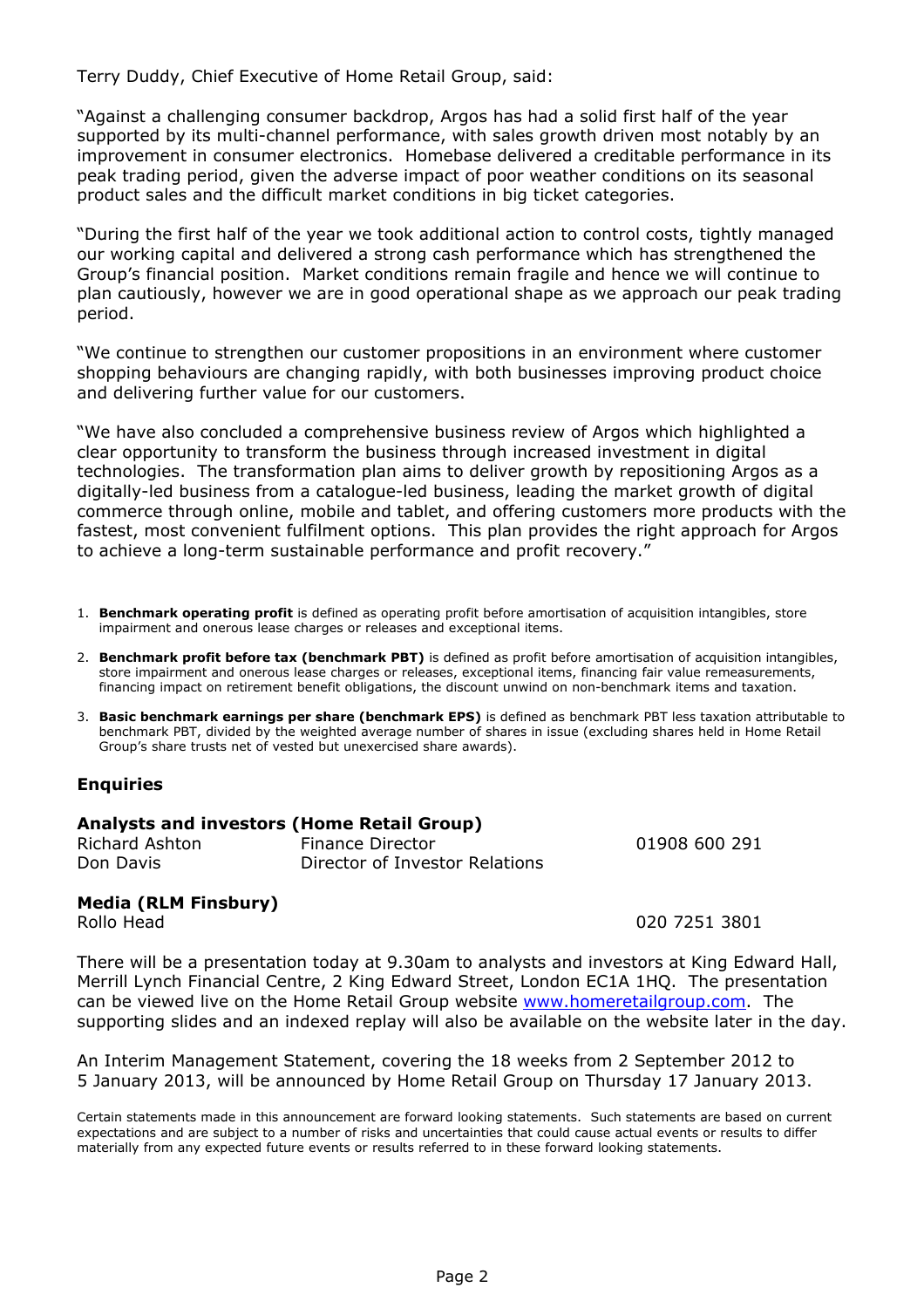Terry Duddy, Chief Executive of Home Retail Group, said:

"Against a challenging consumer backdrop, Argos has had a solid first half of the year supported by its multi-channel performance, with sales growth driven most notably by an improvement in consumer electronics. Homebase delivered a creditable performance in its peak trading period, given the adverse impact of poor weather conditions on its seasonal product sales and the difficult market conditions in big ticket categories.

"During the first half of the year we took additional action to control costs, tightly managed our working capital and delivered a strong cash performance which has strengthened the Group's financial position. Market conditions remain fragile and hence we will continue to plan cautiously, however we are in good operational shape as we approach our peak trading period.

"We continue to strengthen our customer propositions in an environment where customer shopping behaviours are changing rapidly, with both businesses improving product choice and delivering further value for our customers.

"We have also concluded a comprehensive business review of Argos which highlighted a clear opportunity to transform the business through increased investment in digital technologies. The transformation plan aims to deliver growth by repositioning Argos as a digitally-led business from a catalogue-led business, leading the market growth of digital commerce through online, mobile and tablet, and offering customers more products with the fastest, most convenient fulfilment options. This plan provides the right approach for Argos to achieve a long-term sustainable performance and profit recovery."

1. **Benchmark operating profit** is defined as operating profit before amortisation of acquisition intangibles, store impairment and onerous lease charges or releases and exceptional items.
2. **Benchmark profit before tax (benchmark PBT)** is defined as profit before amortisation of acquisition intangibles, store impairment and onerous lease charges or releases, exceptional items, financing fair value remeasurements, financing impact on retirement benefit obligations, the discount unwind on non-benchmark items and taxation.
3. **Basic benchmark earnings per share (benchmark EPS)** is defined as benchmark PBT less taxation attributable to benchmark PBT, divided by the weighted average number of shares in issue (excluding shares held in Home Retail Group's share trusts net of vested but unexercised share awards).

## Enquiries

**Analysts and investors (Home Retail Group)**

| | | |
|---|---|---|
| Richard Ashton | Finance Director | 01908 600 291 |
| Don Davis | Director of Investor Relations | |

**Media (RLM Finsbury)**

| | |
|---|---|
| Rollo Head | 020 7251 3801 |

There will be a presentation today at 9.30am to analysts and investors at King Edward Hall, Merrill Lynch Financial Centre, 2 King Edward Street, London EC1A 1HQ. The presentation can be viewed live on the Home Retail Group website www.homeretailgroup.com. The supporting slides and an indexed replay will also be available on the website later in the day.

An Interim Management Statement, covering the 18 weeks from 2 September 2012 to 5 January 2013, will be announced by Home Retail Group on Thursday 17 January 2013.

Certain statements made in this announcement are forward looking statements. Such statements are based on current expectations and are subject to a number of risks and uncertainties that could cause actual events or results to differ materially from any expected future events or results referred to in these forward looking statements.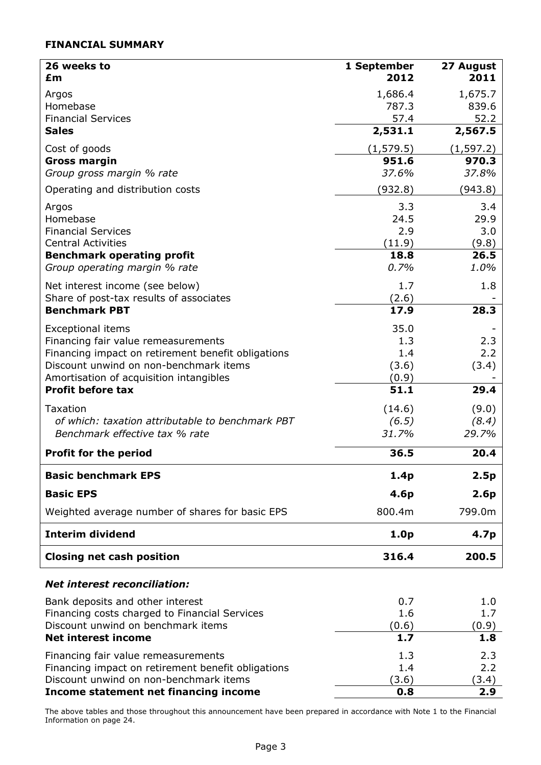**FINANCIAL SUMMARY**

| 26 weeks to<br>£m | 1 September 2012 | 27 August 2011 |
|---|---|---|
| Argos | 1,686.4 | 1,675.7 |
| Homebase | 787.3 | 839.6 |
| Financial Services | 57.4 | 52.2 |
| **Sales** | **2,531.1** | **2,567.5** |
| Cost of goods | (1,579.5) | (1,597.2) |
| **Gross margin** | **951.6** | **970.3** |
| *Group gross margin % rate* | *37.6%* | *37.8%* |
| Operating and distribution costs | (932.8) | (943.8) |
| Argos | 3.3 | 3.4 |
| Homebase | 24.5 | 29.9 |
| Financial Services | 2.9 | 3.0 |
| Central Activities | (11.9) | (9.8) |
| **Benchmark operating profit** | **18.8** | **26.5** |
| *Group operating margin % rate* | *0.7%* | *1.0%* |
| Net interest income (see below) | 1.7 | 1.8 |
| Share of post-tax results of associates | (2.6) | - |
| **Benchmark PBT** | **17.9** | **28.3** |
| Exceptional items | 35.0 | - |
| Financing fair value remeasurements | 1.3 | 2.3 |
| Financing impact on retirement benefit obligations | 1.4 | 2.2 |
| Discount unwind on non-benchmark items | (3.6) | (3.4) |
| Amortisation of acquisition intangibles | (0.9) | - |
| **Profit before tax** | **51.1** | **29.4** |
| Taxation | (14.6) | (9.0) |
| *of which: taxation attributable to benchmark PBT* | *(6.5)* | *(8.4)* |
| *Benchmark effective tax % rate* | *31.7%* | *29.7%* |
| **Profit for the period** | **36.5** | **20.4** |
| **Basic benchmark EPS** | **1.4p** | **2.5p** |
| **Basic EPS** | **4.6p** | **2.6p** |
| Weighted average number of shares for basic EPS | 800.4m | 799.0m |
| **Interim dividend** | **1.0p** | **4.7p** |
| **Closing net cash position** | **316.4** | **200.5** |

***Net interest reconciliation:***

| | 1 September 2012 | 27 August 2011 |
|---|---|---|
| Bank deposits and other interest | 0.7 | 1.0 |
| Financing costs charged to Financial Services | 1.6 | 1.7 |
| Discount unwind on benchmark items | (0.6) | (0.9) |
| **Net interest income** | **1.7** | **1.8** |
| Financing fair value remeasurements | 1.3 | 2.3 |
| Financing impact on retirement benefit obligations | 1.4 | 2.2 |
| Discount unwind on non-benchmark items | (3.6) | (3.4) |
| **Income statement net financing income** | **0.8** | **2.9** |

The above tables and those throughout this announcement have been prepared in accordance with Note 1 to the Financial Information on page 24.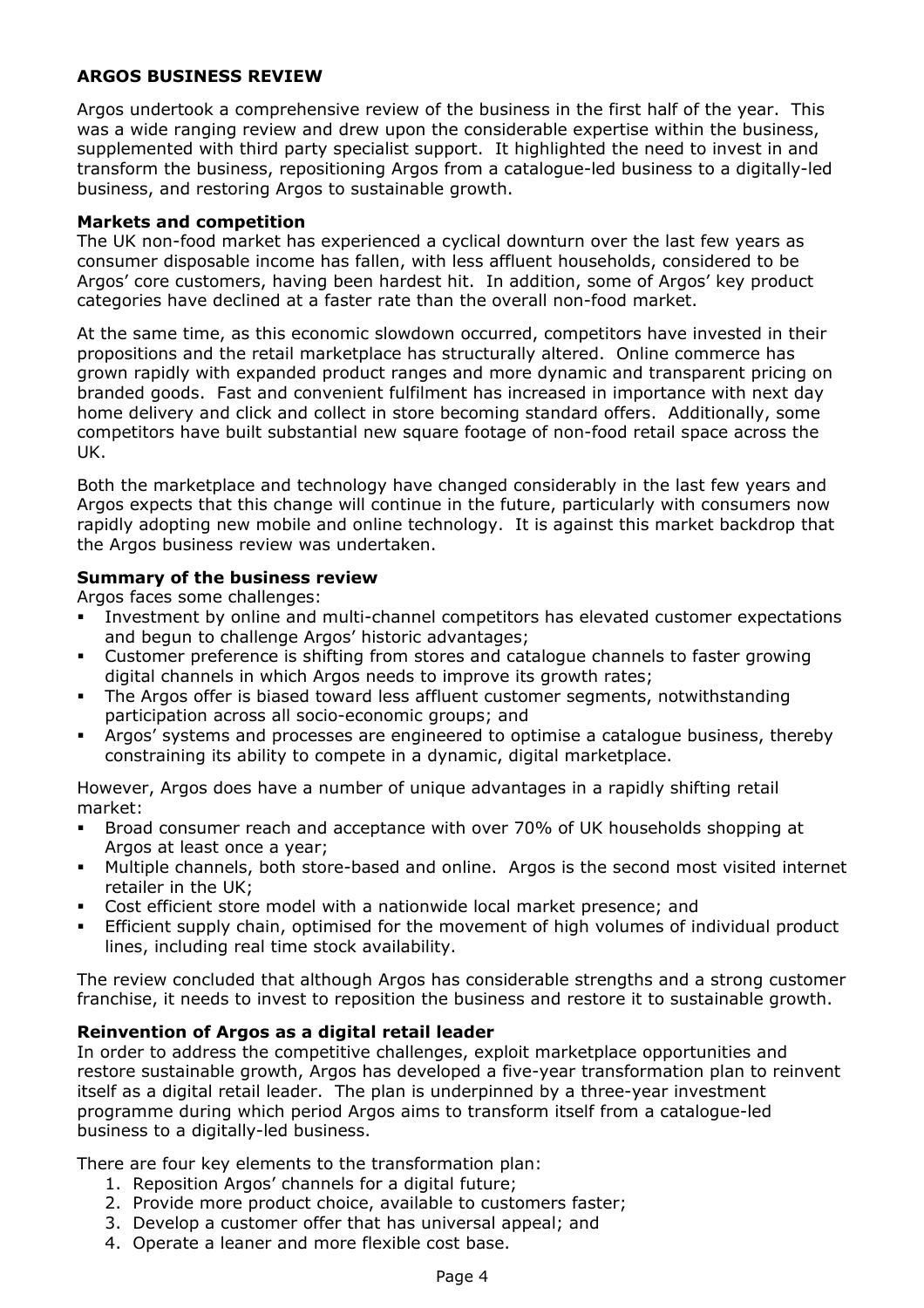## ARGOS BUSINESS REVIEW

Argos undertook a comprehensive review of the business in the first half of the year. This was a wide ranging review and drew upon the considerable expertise within the business, supplemented with third party specialist support. It highlighted the need to invest in and transform the business, repositioning Argos from a catalogue-led business to a digitally-led business, and restoring Argos to sustainable growth.

### Markets and competition

The UK non-food market has experienced a cyclical downturn over the last few years as consumer disposable income has fallen, with less affluent households, considered to be Argos' core customers, having been hardest hit. In addition, some of Argos' key product categories have declined at a faster rate than the overall non-food market.

At the same time, as this economic slowdown occurred, competitors have invested in their propositions and the retail marketplace has structurally altered. Online commerce has grown rapidly with expanded product ranges and more dynamic and transparent pricing on branded goods. Fast and convenient fulfilment has increased in importance with next day home delivery and click and collect in store becoming standard offers. Additionally, some competitors have built substantial new square footage of non-food retail space across the UK.

Both the marketplace and technology have changed considerably in the last few years and Argos expects that this change will continue in the future, particularly with consumers now rapidly adopting new mobile and online technology. It is against this market backdrop that the Argos business review was undertaken.

### Summary of the business review

Argos faces some challenges:

- Investment by online and multi-channel competitors has elevated customer expectations and begun to challenge Argos' historic advantages;
- Customer preference is shifting from stores and catalogue channels to faster growing digital channels in which Argos needs to improve its growth rates;
- The Argos offer is biased toward less affluent customer segments, notwithstanding participation across all socio-economic groups; and
- Argos' systems and processes are engineered to optimise a catalogue business, thereby constraining its ability to compete in a dynamic, digital marketplace.

However, Argos does have a number of unique advantages in a rapidly shifting retail market:

- Broad consumer reach and acceptance with over 70% of UK households shopping at Argos at least once a year;
- Multiple channels, both store-based and online. Argos is the second most visited internet retailer in the UK;
- Cost efficient store model with a nationwide local market presence; and
- Efficient supply chain, optimised for the movement of high volumes of individual product lines, including real time stock availability.

The review concluded that although Argos has considerable strengths and a strong customer franchise, it needs to invest to reposition the business and restore it to sustainable growth.

### Reinvention of Argos as a digital retail leader

In order to address the competitive challenges, exploit marketplace opportunities and restore sustainable growth, Argos has developed a five-year transformation plan to reinvent itself as a digital retail leader. The plan is underpinned by a three-year investment programme during which period Argos aims to transform itself from a catalogue-led business to a digitally-led business.

There are four key elements to the transformation plan:

1. Reposition Argos' channels for a digital future;
2. Provide more product choice, available to customers faster;
3. Develop a customer offer that has universal appeal; and
4. Operate a leaner and more flexible cost base.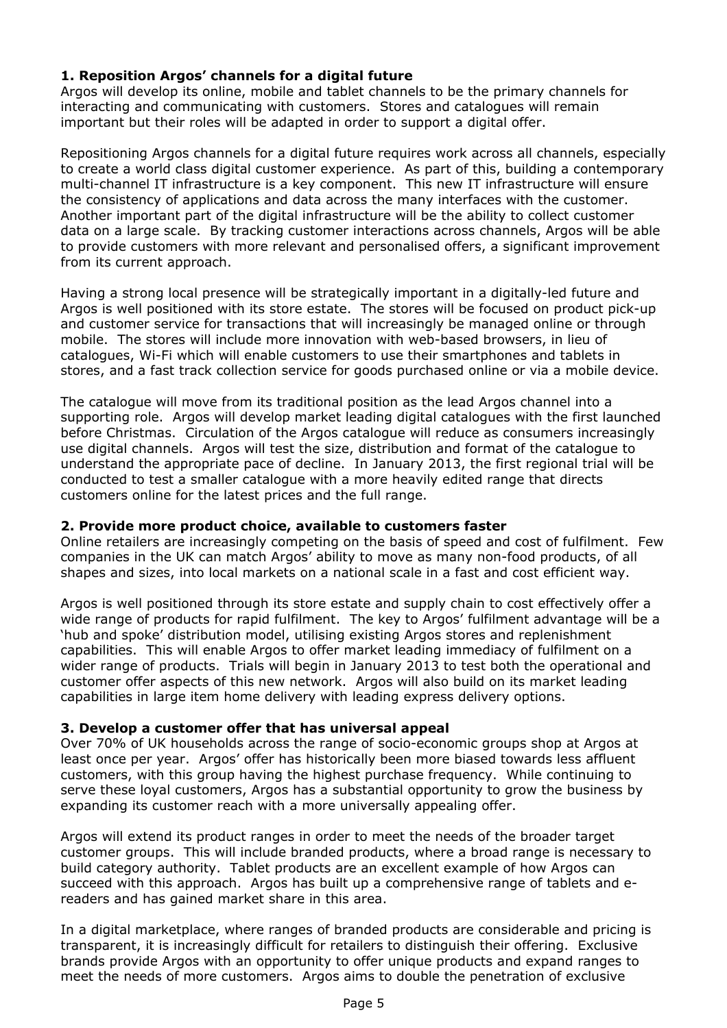### 1. Reposition Argos' channels for a digital future

Argos will develop its online, mobile and tablet channels to be the primary channels for interacting and communicating with customers. Stores and catalogues will remain important but their roles will be adapted in order to support a digital offer.

Repositioning Argos channels for a digital future requires work across all channels, especially to create a world class digital customer experience. As part of this, building a contemporary multi-channel IT infrastructure is a key component. This new IT infrastructure will ensure the consistency of applications and data across the many interfaces with the customer. Another important part of the digital infrastructure will be the ability to collect customer data on a large scale. By tracking customer interactions across channels, Argos will be able to provide customers with more relevant and personalised offers, a significant improvement from its current approach.

Having a strong local presence will be strategically important in a digitally-led future and Argos is well positioned with its store estate. The stores will be focused on product pick-up and customer service for transactions that will increasingly be managed online or through mobile. The stores will include more innovation with web-based browsers, in lieu of catalogues, Wi-Fi which will enable customers to use their smartphones and tablets in stores, and a fast track collection service for goods purchased online or via a mobile device.

The catalogue will move from its traditional position as the lead Argos channel into a supporting role. Argos will develop market leading digital catalogues with the first launched before Christmas. Circulation of the Argos catalogue will reduce as consumers increasingly use digital channels. Argos will test the size, distribution and format of the catalogue to understand the appropriate pace of decline. In January 2013, the first regional trial will be conducted to test a smaller catalogue with a more heavily edited range that directs customers online for the latest prices and the full range.

### 2. Provide more product choice, available to customers faster

Online retailers are increasingly competing on the basis of speed and cost of fulfilment. Few companies in the UK can match Argos' ability to move as many non-food products, of all shapes and sizes, into local markets on a national scale in a fast and cost efficient way.

Argos is well positioned through its store estate and supply chain to cost effectively offer a wide range of products for rapid fulfilment. The key to Argos' fulfilment advantage will be a 'hub and spoke' distribution model, utilising existing Argos stores and replenishment capabilities. This will enable Argos to offer market leading immediacy of fulfilment on a wider range of products. Trials will begin in January 2013 to test both the operational and customer offer aspects of this new network. Argos will also build on its market leading capabilities in large item home delivery with leading express delivery options.

### 3. Develop a customer offer that has universal appeal

Over 70% of UK households across the range of socio-economic groups shop at Argos at least once per year. Argos' offer has historically been more biased towards less affluent customers, with this group having the highest purchase frequency. While continuing to serve these loyal customers, Argos has a substantial opportunity to grow the business by expanding its customer reach with a more universally appealing offer.

Argos will extend its product ranges in order to meet the needs of the broader target customer groups. This will include branded products, where a broad range is necessary to build category authority. Tablet products are an excellent example of how Argos can succeed with this approach. Argos has built up a comprehensive range of tablets and e-readers and has gained market share in this area.

In a digital marketplace, where ranges of branded products are considerable and pricing is transparent, it is increasingly difficult for retailers to distinguish their offering. Exclusive brands provide Argos with an opportunity to offer unique products and expand ranges to meet the needs of more customers. Argos aims to double the penetration of exclusive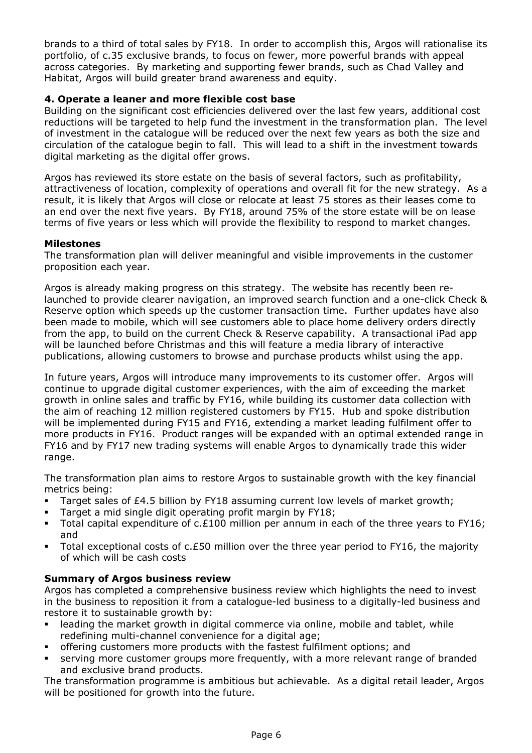brands to a third of total sales by FY18. In order to accomplish this, Argos will rationalise its portfolio, of c.35 exclusive brands, to focus on fewer, more powerful brands with appeal across categories. By marketing and supporting fewer brands, such as Chad Valley and Habitat, Argos will build greater brand awareness and equity.

**4. Operate a leaner and more flexible cost base**

Building on the significant cost efficiencies delivered over the last few years, additional cost reductions will be targeted to help fund the investment in the transformation plan. The level of investment in the catalogue will be reduced over the next few years as both the size and circulation of the catalogue begin to fall. This will lead to a shift in the investment towards digital marketing as the digital offer grows.

Argos has reviewed its store estate on the basis of several factors, such as profitability, attractiveness of location, complexity of operations and overall fit for the new strategy. As a result, it is likely that Argos will close or relocate at least 75 stores as their leases come to an end over the next five years. By FY18, around 75% of the store estate will be on lease terms of five years or less which will provide the flexibility to respond to market changes.

**Milestones**

The transformation plan will deliver meaningful and visible improvements in the customer proposition each year.

Argos is already making progress on this strategy. The website has recently been re-launched to provide clearer navigation, an improved search function and a one-click Check & Reserve option which speeds up the customer transaction time. Further updates have also been made to mobile, which will see customers able to place home delivery orders directly from the app, to build on the current Check & Reserve capability. A transactional iPad app will be launched before Christmas and this will feature a media library of interactive publications, allowing customers to browse and purchase products whilst using the app.

In future years, Argos will introduce many improvements to its customer offer. Argos will continue to upgrade digital customer experiences, with the aim of exceeding the market growth in online sales and traffic by FY16, while building its customer data collection with the aim of reaching 12 million registered customers by FY15. Hub and spoke distribution will be implemented during FY15 and FY16, extending a market leading fulfilment offer to more products in FY16. Product ranges will be expanded with an optimal extended range in FY16 and by FY17 new trading systems will enable Argos to dynamically trade this wider range.

The transformation plan aims to restore Argos to sustainable growth with the key financial metrics being:

- Target sales of £4.5 billion by FY18 assuming current low levels of market growth;
- Target a mid single digit operating profit margin by FY18;
- Total capital expenditure of c.£100 million per annum in each of the three years to FY16; and
- Total exceptional costs of c.£50 million over the three year period to FY16, the majority of which will be cash costs

**Summary of Argos business review**

Argos has completed a comprehensive business review which highlights the need to invest in the business to reposition it from a catalogue-led business to a digitally-led business and restore it to sustainable growth by:

- leading the market growth in digital commerce via online, mobile and tablet, while redefining multi-channel convenience for a digital age;
- offering customers more products with the fastest fulfilment options; and
- serving more customer groups more frequently, with a more relevant range of branded and exclusive brand products.

The transformation programme is ambitious but achievable. As a digital retail leader, Argos will be positioned for growth into the future.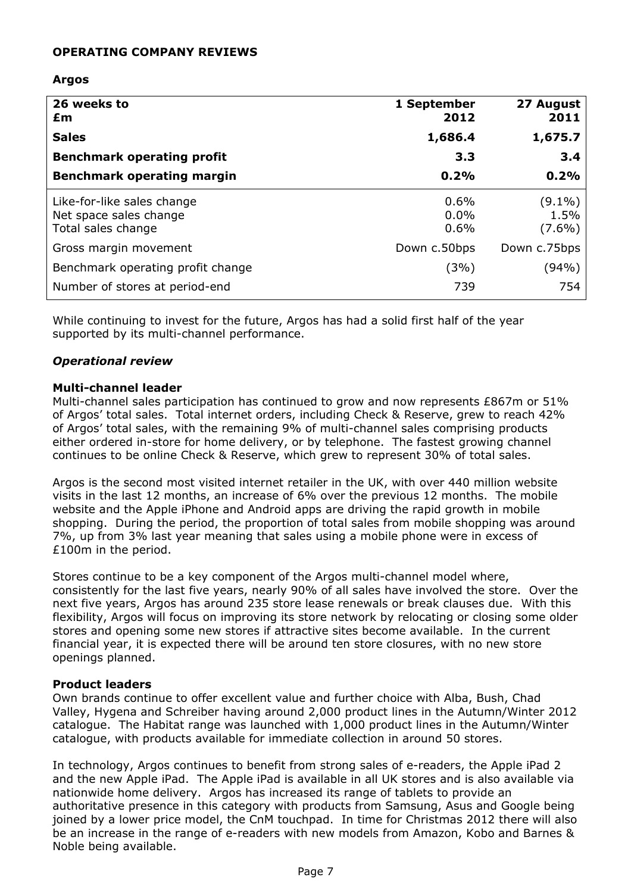**OPERATING COMPANY REVIEWS**

**Argos**

| 26 weeks to<br>£m | 1 September 2012 | 27 August 2011 |
|---|---|---|
| **Sales** | **1,686.4** | **1,675.7** |
| **Benchmark operating profit** | **3.3** | **3.4** |
| **Benchmark operating margin** | **0.2%** | **0.2%** |
| Like-for-like sales change | 0.6% | (9.1%) |
| Net space sales change | 0.0% | 1.5% |
| Total sales change | 0.6% | (7.6%) |
| Gross margin movement | Down c.50bps | Down c.75bps |
| Benchmark operating profit change | (3%) | (94%) |
| Number of stores at period-end | 739 | 754 |

While continuing to invest for the future, Argos has had a solid first half of the year supported by its multi-channel performance.

### *Operational review*

**Multi-channel leader**

Multi-channel sales participation has continued to grow and now represents £867m or 51% of Argos' total sales. Total internet orders, including Check & Reserve, grew to reach 42% of Argos' total sales, with the remaining 9% of multi-channel sales comprising products either ordered in-store for home delivery, or by telephone. The fastest growing channel continues to be online Check & Reserve, which grew to represent 30% of total sales.

Argos is the second most visited internet retailer in the UK, with over 440 million website visits in the last 12 months, an increase of 6% over the previous 12 months. The mobile website and the Apple iPhone and Android apps are driving the rapid growth in mobile shopping. During the period, the proportion of total sales from mobile shopping was around 7%, up from 3% last year meaning that sales using a mobile phone were in excess of £100m in the period.

Stores continue to be a key component of the Argos multi-channel model where, consistently for the last five years, nearly 90% of all sales have involved the store. Over the next five years, Argos has around 235 store lease renewals or break clauses due. With this flexibility, Argos will focus on improving its store network by relocating or closing some older stores and opening some new stores if attractive sites become available. In the current financial year, it is expected there will be around ten store closures, with no new store openings planned.

**Product leaders**

Own brands continue to offer excellent value and further choice with Alba, Bush, Chad Valley, Hygena and Schreiber having around 2,000 product lines in the Autumn/Winter 2012 catalogue. The Habitat range was launched with 1,000 product lines in the Autumn/Winter catalogue, with products available for immediate collection in around 50 stores.

In technology, Argos continues to benefit from strong sales of e-readers, the Apple iPad 2 and the new Apple iPad. The Apple iPad is available in all UK stores and is also available via nationwide home delivery. Argos has increased its range of tablets to provide an authoritative presence in this category with products from Samsung, Asus and Google being joined by a lower price model, the CnM touchpad. In time for Christmas 2012 there will also be an increase in the range of e-readers with new models from Amazon, Kobo and Barnes & Noble being available.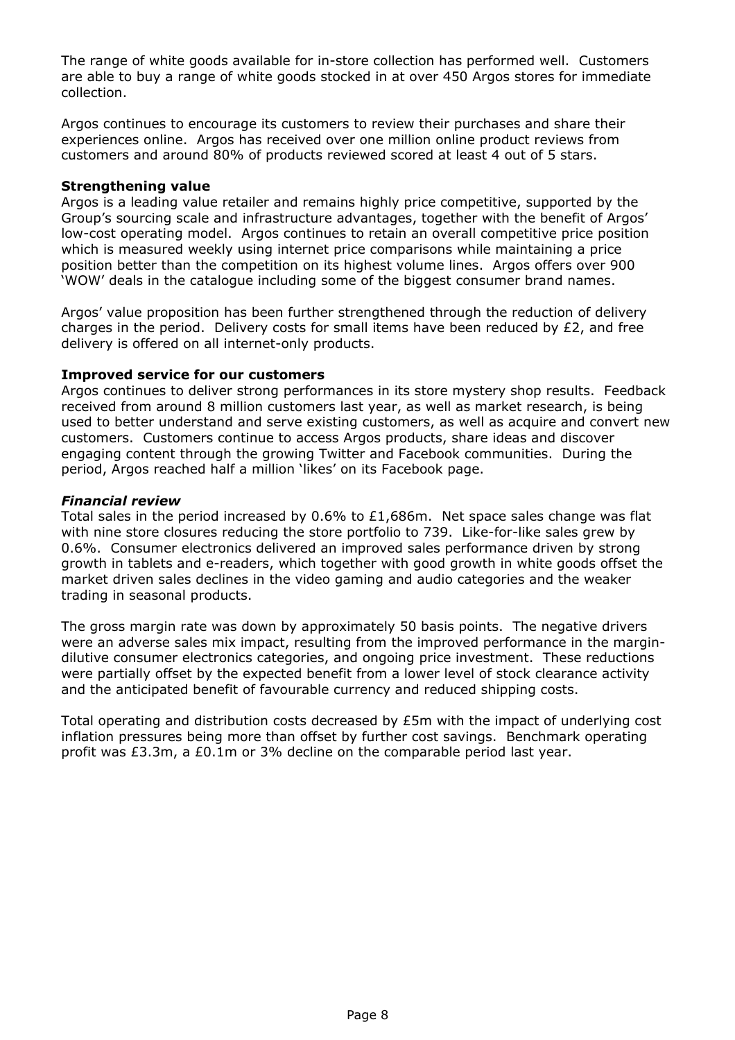The range of white goods available for in-store collection has performed well. Customers are able to buy a range of white goods stocked in at over 450 Argos stores for immediate collection.

Argos continues to encourage its customers to review their purchases and share their experiences online. Argos has received over one million online product reviews from customers and around 80% of products reviewed scored at least 4 out of 5 stars.

**Strengthening value**

Argos is a leading value retailer and remains highly price competitive, supported by the Group's sourcing scale and infrastructure advantages, together with the benefit of Argos' low-cost operating model. Argos continues to retain an overall competitive price position which is measured weekly using internet price comparisons while maintaining a price position better than the competition on its highest volume lines. Argos offers over 900 'WOW' deals in the catalogue including some of the biggest consumer brand names.

Argos' value proposition has been further strengthened through the reduction of delivery charges in the period. Delivery costs for small items have been reduced by £2, and free delivery is offered on all internet-only products.

**Improved service for our customers**

Argos continues to deliver strong performances in its store mystery shop results. Feedback received from around 8 million customers last year, as well as market research, is being used to better understand and serve existing customers, as well as acquire and convert new customers. Customers continue to access Argos products, share ideas and discover engaging content through the growing Twitter and Facebook communities. During the period, Argos reached half a million 'likes' on its Facebook page.

***Financial review***

Total sales in the period increased by 0.6% to £1,686m. Net space sales change was flat with nine store closures reducing the store portfolio to 739. Like-for-like sales grew by 0.6%. Consumer electronics delivered an improved sales performance driven by strong growth in tablets and e-readers, which together with good growth in white goods offset the market driven sales declines in the video gaming and audio categories and the weaker trading in seasonal products.

The gross margin rate was down by approximately 50 basis points. The negative drivers were an adverse sales mix impact, resulting from the improved performance in the margin-dilutive consumer electronics categories, and ongoing price investment. These reductions were partially offset by the expected benefit from a lower level of stock clearance activity and the anticipated benefit of favourable currency and reduced shipping costs.

Total operating and distribution costs decreased by £5m with the impact of underlying cost inflation pressures being more than offset by further cost savings. Benchmark operating profit was £3.3m, a £0.1m or 3% decline on the comparable period last year.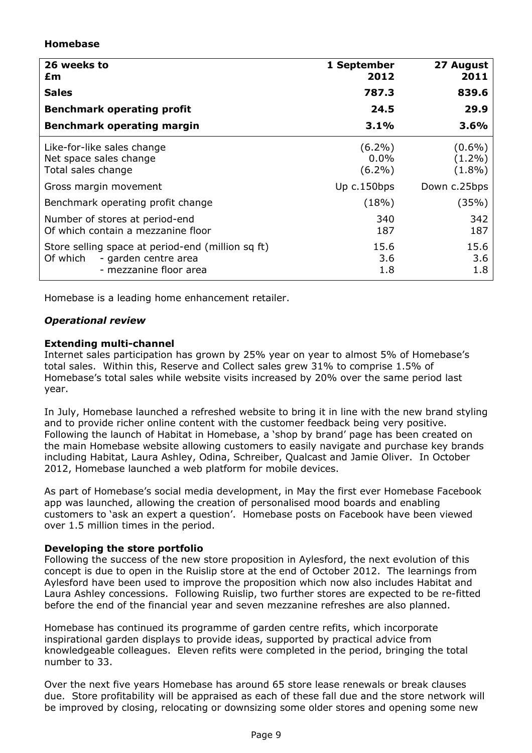**Homebase**

| 26 weeks to<br>£m | 1 September<br>2012 | 27 August<br>2011 |
|---|---|---|
| **Sales** | **787.3** | **839.6** |
| **Benchmark operating profit** | **24.5** | **29.9** |
| **Benchmark operating margin** | **3.1%** | **3.6%** |
| Like-for-like sales change | (6.2%) | (0.6%) |
| Net space sales change | 0.0% | (1.2%) |
| Total sales change | (6.2%) | (1.8%) |
| Gross margin movement | Up c.150bps | Down c.25bps |
| Benchmark operating profit change | (18%) | (35%) |
| Number of stores at period-end | 340 | 342 |
| Of which contain a mezzanine floor | 187 | 187 |
| Store selling space at period-end (million sq ft) | 15.6 | 15.6 |
| Of which - garden centre area | 3.6 | 3.6 |
| - mezzanine floor area | 1.8 | 1.8 |

Homebase is a leading home enhancement retailer.

***Operational review***

**Extending multi-channel**

Internet sales participation has grown by 25% year on year to almost 5% of Homebase's total sales. Within this, Reserve and Collect sales grew 31% to comprise 1.5% of Homebase's total sales while website visits increased by 20% over the same period last year.

In July, Homebase launched a refreshed website to bring it in line with the new brand styling and to provide richer online content with the customer feedback being very positive. Following the launch of Habitat in Homebase, a 'shop by brand' page has been created on the main Homebase website allowing customers to easily navigate and purchase key brands including Habitat, Laura Ashley, Odina, Schreiber, Qualcast and Jamie Oliver. In October 2012, Homebase launched a web platform for mobile devices.

As part of Homebase's social media development, in May the first ever Homebase Facebook app was launched, allowing the creation of personalised mood boards and enabling customers to 'ask an expert a question'. Homebase posts on Facebook have been viewed over 1.5 million times in the period.

**Developing the store portfolio**

Following the success of the new store proposition in Aylesford, the next evolution of this concept is due to open in the Ruislip store at the end of October 2012. The learnings from Aylesford have been used to improve the proposition which now also includes Habitat and Laura Ashley concessions. Following Ruislip, two further stores are expected to be re-fitted before the end of the financial year and seven mezzanine refreshes are also planned.

Homebase has continued its programme of garden centre refits, which incorporate inspirational garden displays to provide ideas, supported by practical advice from knowledgeable colleagues. Eleven refits were completed in the period, bringing the total number to 33.

Over the next five years Homebase has around 65 store lease renewals or break clauses due. Store profitability will be appraised as each of these fall due and the store network will be improved by closing, relocating or downsizing some older stores and opening some new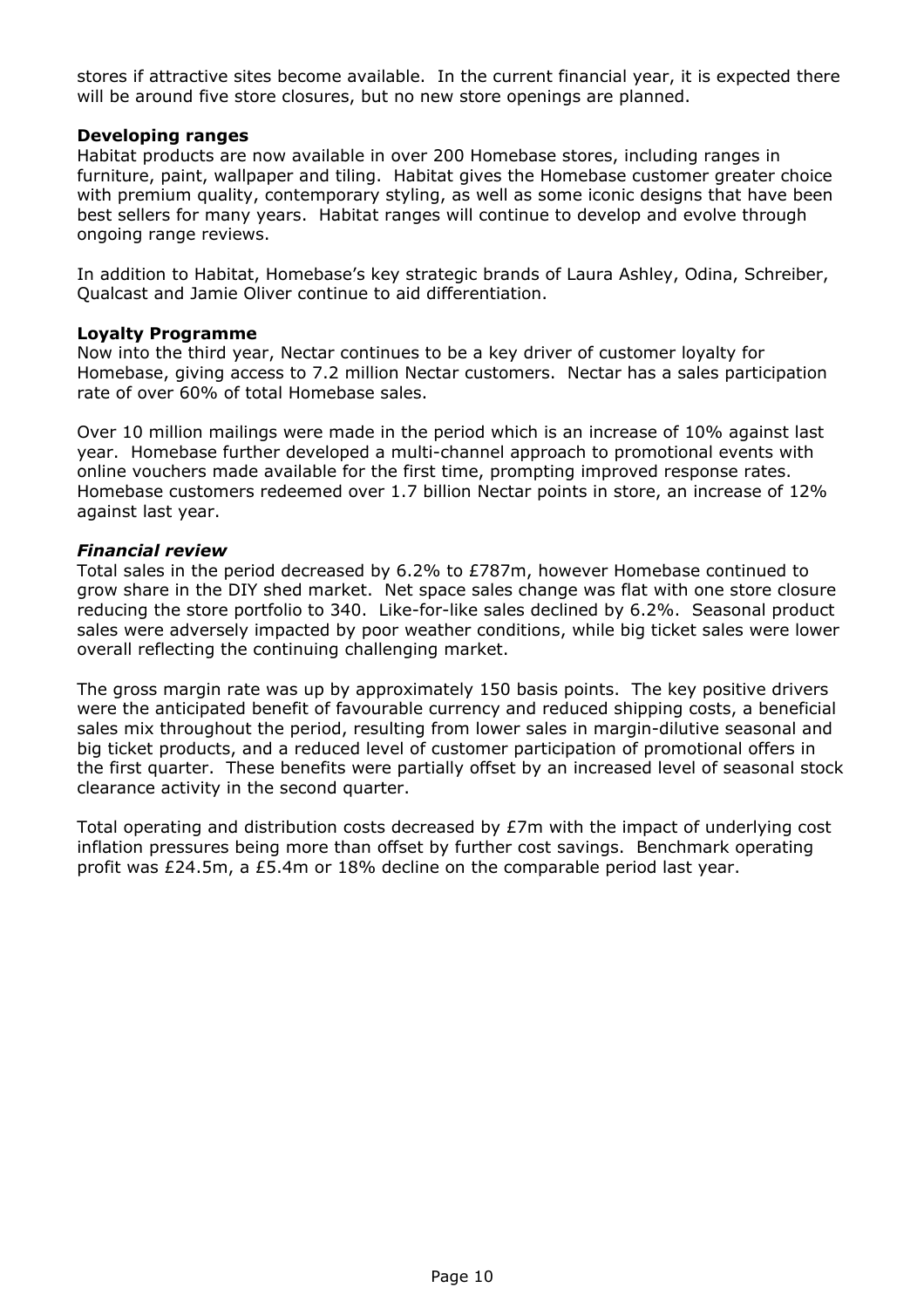stores if attractive sites become available. In the current financial year, it is expected there will be around five store closures, but no new store openings are planned.

**Developing ranges**

Habitat products are now available in over 200 Homebase stores, including ranges in furniture, paint, wallpaper and tiling. Habitat gives the Homebase customer greater choice with premium quality, contemporary styling, as well as some iconic designs that have been best sellers for many years. Habitat ranges will continue to develop and evolve through ongoing range reviews.

In addition to Habitat, Homebase's key strategic brands of Laura Ashley, Odina, Schreiber, Qualcast and Jamie Oliver continue to aid differentiation.

**Loyalty Programme**

Now into the third year, Nectar continues to be a key driver of customer loyalty for Homebase, giving access to 7.2 million Nectar customers. Nectar has a sales participation rate of over 60% of total Homebase sales.

Over 10 million mailings were made in the period which is an increase of 10% against last year. Homebase further developed a multi-channel approach to promotional events with online vouchers made available for the first time, prompting improved response rates. Homebase customers redeemed over 1.7 billion Nectar points in store, an increase of 12% against last year.

***Financial review***

Total sales in the period decreased by 6.2% to £787m, however Homebase continued to grow share in the DIY shed market. Net space sales change was flat with one store closure reducing the store portfolio to 340. Like-for-like sales declined by 6.2%. Seasonal product sales were adversely impacted by poor weather conditions, while big ticket sales were lower overall reflecting the continuing challenging market.

The gross margin rate was up by approximately 150 basis points. The key positive drivers were the anticipated benefit of favourable currency and reduced shipping costs, a beneficial sales mix throughout the period, resulting from lower sales in margin-dilutive seasonal and big ticket products, and a reduced level of customer participation of promotional offers in the first quarter. These benefits were partially offset by an increased level of seasonal stock clearance activity in the second quarter.

Total operating and distribution costs decreased by £7m with the impact of underlying cost inflation pressures being more than offset by further cost savings. Benchmark operating profit was £24.5m, a £5.4m or 18% decline on the comparable period last year.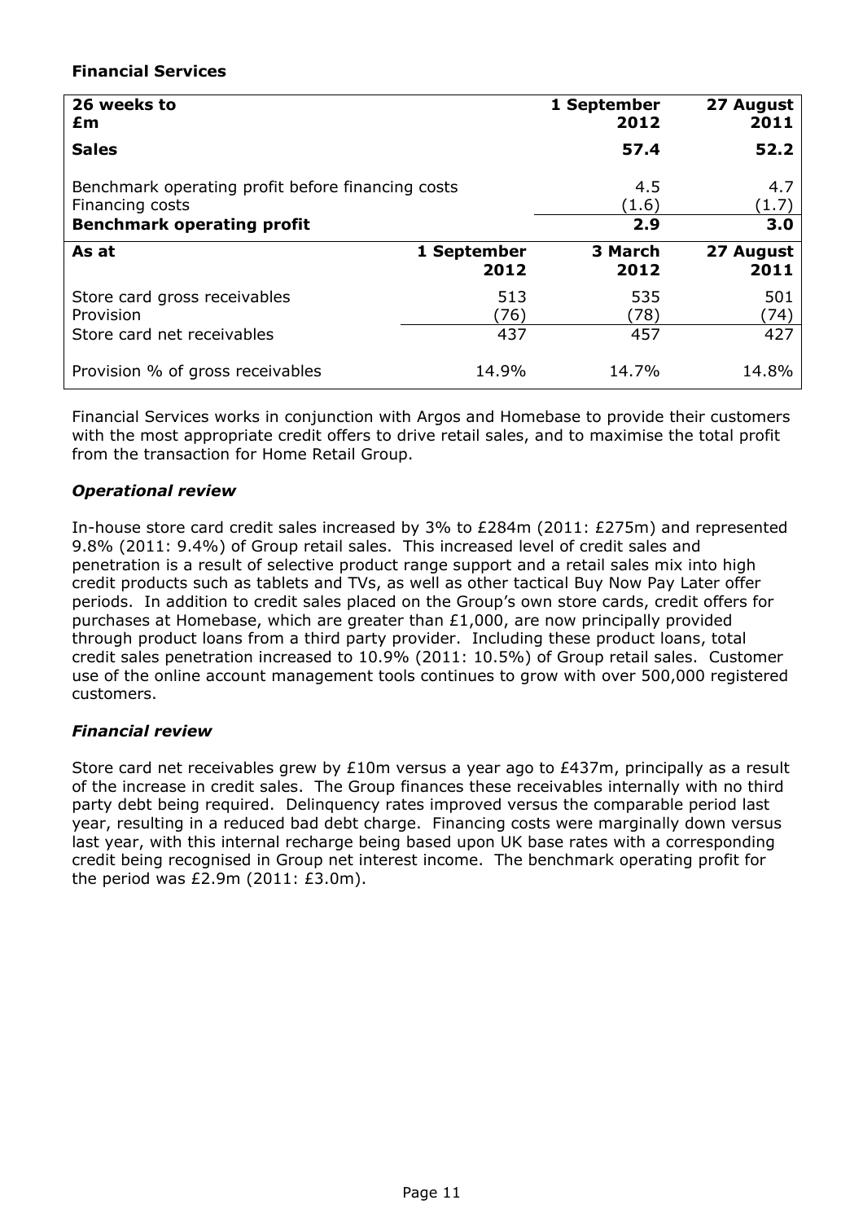### Financial Services

| 26 weeks to<br>£m | | 1 September 2012 | 27 August 2011 |
|---|---|---|---|
| **Sales** | | **57.4** | **52.2** |
| Benchmark operating profit before financing costs | | 4.5 | 4.7 |
| Financing costs | | (1.6) | (1.7) |
| **Benchmark operating profit** | | **2.9** | **3.0** |
| **As at** | **1 September 2012** | **3 March 2012** | **27 August 2011** |
| Store card gross receivables | 513 | 535 | 501 |
| Provision | (76) | (78) | (74) |
| Store card net receivables | 437 | 457 | 427 |
| Provision % of gross receivables | 14.9% | 14.7% | 14.8% |

Financial Services works in conjunction with Argos and Homebase to provide their customers with the most appropriate credit offers to drive retail sales, and to maximise the total profit from the transaction for Home Retail Group.

#### *Operational review*

In-house store card credit sales increased by 3% to £284m (2011: £275m) and represented 9.8% (2011: 9.4%) of Group retail sales. This increased level of credit sales and penetration is a result of selective product range support and a retail sales mix into high credit products such as tablets and TVs, as well as other tactical Buy Now Pay Later offer periods. In addition to credit sales placed on the Group's own store cards, credit offers for purchases at Homebase, which are greater than £1,000, are now principally provided through product loans from a third party provider. Including these product loans, total credit sales penetration increased to 10.9% (2011: 10.5%) of Group retail sales. Customer use of the online account management tools continues to grow with over 500,000 registered customers.

#### *Financial review*

Store card net receivables grew by £10m versus a year ago to £437m, principally as a result of the increase in credit sales. The Group finances these receivables internally with no third party debt being required. Delinquency rates improved versus the comparable period last year, resulting in a reduced bad debt charge. Financing costs were marginally down versus last year, with this internal recharge being based upon UK base rates with a corresponding credit being recognised in Group net interest income. The benchmark operating profit for the period was £2.9m (2011: £3.0m).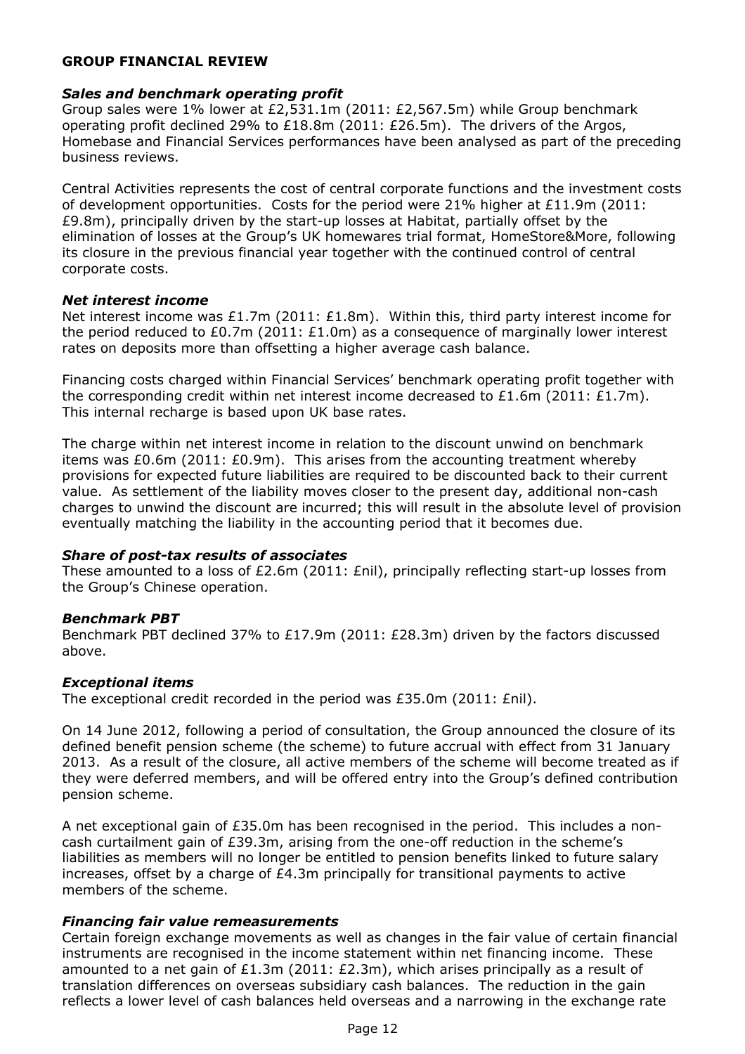## GROUP FINANCIAL REVIEW

### *Sales and benchmark operating profit*

Group sales were 1% lower at £2,531.1m (2011: £2,567.5m) while Group benchmark operating profit declined 29% to £18.8m (2011: £26.5m). The drivers of the Argos, Homebase and Financial Services performances have been analysed as part of the preceding business reviews.

Central Activities represents the cost of central corporate functions and the investment costs of development opportunities. Costs for the period were 21% higher at £11.9m (2011: £9.8m), principally driven by the start-up losses at Habitat, partially offset by the elimination of losses at the Group's UK homewares trial format, HomeStore&More, following its closure in the previous financial year together with the continued control of central corporate costs.

### *Net interest income*

Net interest income was £1.7m (2011: £1.8m). Within this, third party interest income for the period reduced to £0.7m (2011: £1.0m) as a consequence of marginally lower interest rates on deposits more than offsetting a higher average cash balance.

Financing costs charged within Financial Services' benchmark operating profit together with the corresponding credit within net interest income decreased to £1.6m (2011: £1.7m). This internal recharge is based upon UK base rates.

The charge within net interest income in relation to the discount unwind on benchmark items was £0.6m (2011: £0.9m). This arises from the accounting treatment whereby provisions for expected future liabilities are required to be discounted back to their current value. As settlement of the liability moves closer to the present day, additional non-cash charges to unwind the discount are incurred; this will result in the absolute level of provision eventually matching the liability in the accounting period that it becomes due.

### *Share of post-tax results of associates*

These amounted to a loss of £2.6m (2011: £nil), principally reflecting start-up losses from the Group's Chinese operation.

### *Benchmark PBT*

Benchmark PBT declined 37% to £17.9m (2011: £28.3m) driven by the factors discussed above.

### *Exceptional items*

The exceptional credit recorded in the period was £35.0m (2011: £nil).

On 14 June 2012, following a period of consultation, the Group announced the closure of its defined benefit pension scheme (the scheme) to future accrual with effect from 31 January 2013. As a result of the closure, all active members of the scheme will become treated as if they were deferred members, and will be offered entry into the Group's defined contribution pension scheme.

A net exceptional gain of £35.0m has been recognised in the period. This includes a non-cash curtailment gain of £39.3m, arising from the one-off reduction in the scheme's liabilities as members will no longer be entitled to pension benefits linked to future salary increases, offset by a charge of £4.3m principally for transitional payments to active members of the scheme.

### *Financing fair value remeasurements*

Certain foreign exchange movements as well as changes in the fair value of certain financial instruments are recognised in the income statement within net financing income. These amounted to a net gain of £1.3m (2011: £2.3m), which arises principally as a result of translation differences on overseas subsidiary cash balances. The reduction in the gain reflects a lower level of cash balances held overseas and a narrowing in the exchange rate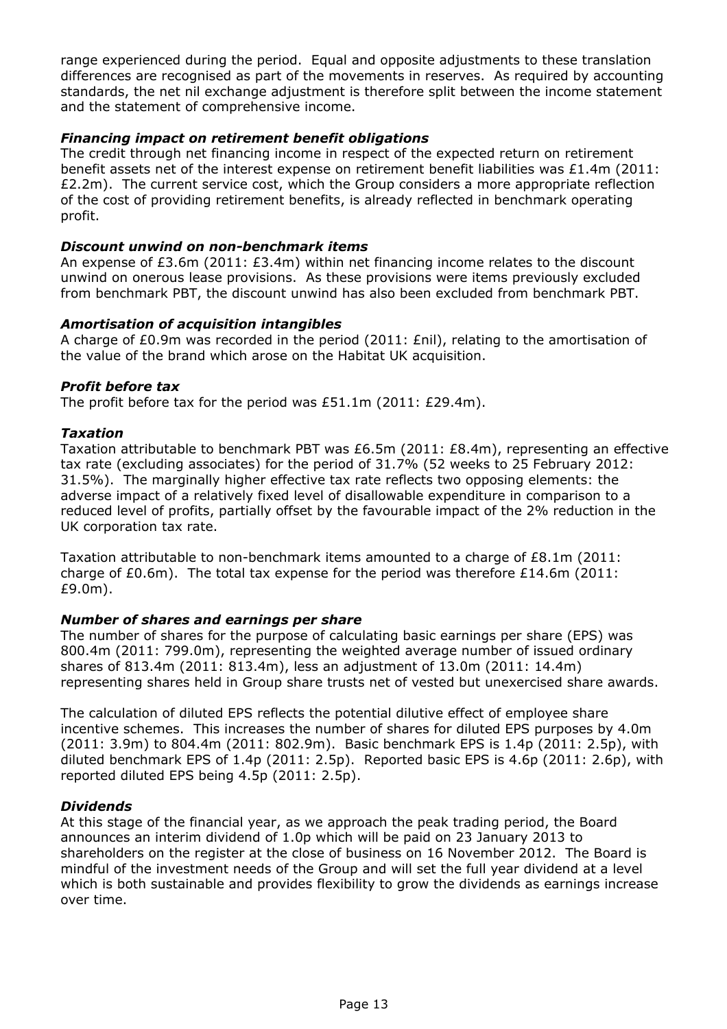range experienced during the period. Equal and opposite adjustments to these translation differences are recognised as part of the movements in reserves. As required by accounting standards, the net nil exchange adjustment is therefore split between the income statement and the statement of comprehensive income.

### *Financing impact on retirement benefit obligations*

The credit through net financing income in respect of the expected return on retirement benefit assets net of the interest expense on retirement benefit liabilities was £1.4m (2011: £2.2m). The current service cost, which the Group considers a more appropriate reflection of the cost of providing retirement benefits, is already reflected in benchmark operating profit.

### *Discount unwind on non-benchmark items*

An expense of £3.6m (2011: £3.4m) within net financing income relates to the discount unwind on onerous lease provisions. As these provisions were items previously excluded from benchmark PBT, the discount unwind has also been excluded from benchmark PBT.

### *Amortisation of acquisition intangibles*

A charge of £0.9m was recorded in the period (2011: £nil), relating to the amortisation of the value of the brand which arose on the Habitat UK acquisition.

### *Profit before tax*

The profit before tax for the period was £51.1m (2011: £29.4m).

### *Taxation*

Taxation attributable to benchmark PBT was £6.5m (2011: £8.4m), representing an effective tax rate (excluding associates) for the period of 31.7% (52 weeks to 25 February 2012: 31.5%). The marginally higher effective tax rate reflects two opposing elements: the adverse impact of a relatively fixed level of disallowable expenditure in comparison to a reduced level of profits, partially offset by the favourable impact of the 2% reduction in the UK corporation tax rate.

Taxation attributable to non-benchmark items amounted to a charge of £8.1m (2011: charge of £0.6m). The total tax expense for the period was therefore £14.6m (2011: £9.0m).

### *Number of shares and earnings per share*

The number of shares for the purpose of calculating basic earnings per share (EPS) was 800.4m (2011: 799.0m), representing the weighted average number of issued ordinary shares of 813.4m (2011: 813.4m), less an adjustment of 13.0m (2011: 14.4m) representing shares held in Group share trusts net of vested but unexercised share awards.

The calculation of diluted EPS reflects the potential dilutive effect of employee share incentive schemes. This increases the number of shares for diluted EPS purposes by 4.0m (2011: 3.9m) to 804.4m (2011: 802.9m). Basic benchmark EPS is 1.4p (2011: 2.5p), with diluted benchmark EPS of 1.4p (2011: 2.5p). Reported basic EPS is 4.6p (2011: 2.6p), with reported diluted EPS being 4.5p (2011: 2.5p).

### *Dividends*

At this stage of the financial year, as we approach the peak trading period, the Board announces an interim dividend of 1.0p which will be paid on 23 January 2013 to shareholders on the register at the close of business on 16 November 2012. The Board is mindful of the investment needs of the Group and will set the full year dividend at a level which is both sustainable and provides flexibility to grow the dividends as earnings increase over time.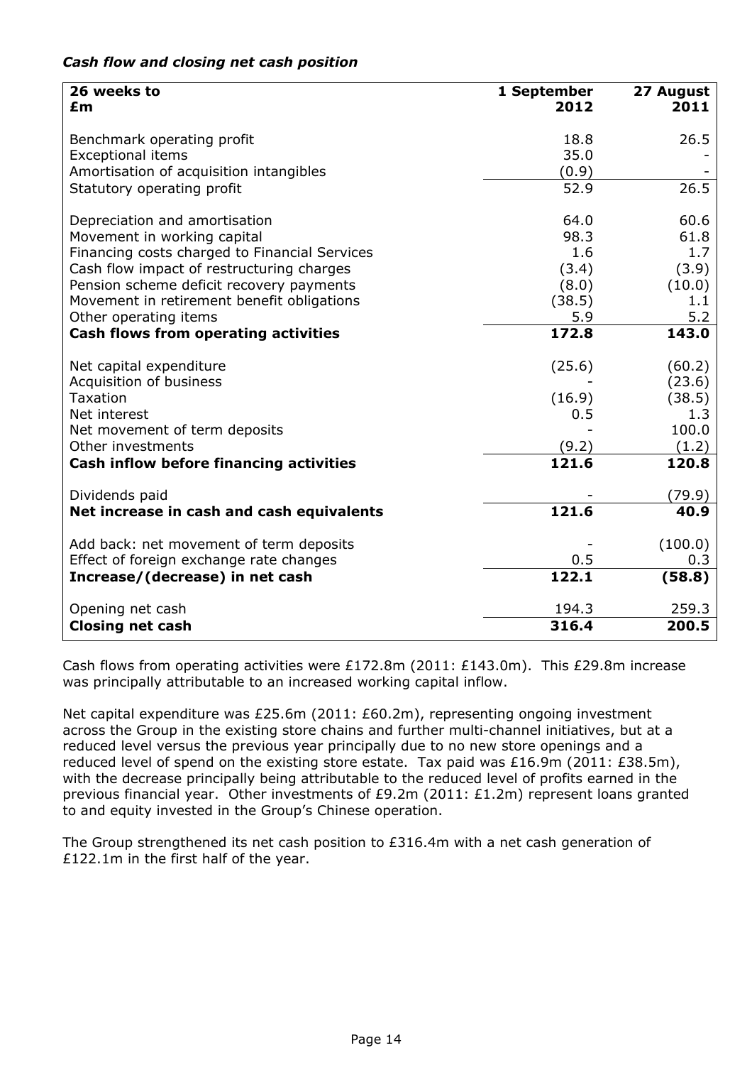***Cash flow and closing net cash position***

| 26 weeks to<br>£m | 1 September 2012 | 27 August 2011 |
|---|---|---|
| Benchmark operating profit | 18.8 | 26.5 |
| Exceptional items | 35.0 | - |
| Amortisation of acquisition intangibles | (0.9) | - |
| Statutory operating profit | 52.9 | 26.5 |
| | | |
| Depreciation and amortisation | 64.0 | 60.6 |
| Movement in working capital | 98.3 | 61.8 |
| Financing costs charged to Financial Services | 1.6 | 1.7 |
| Cash flow impact of restructuring charges | (3.4) | (3.9) |
| Pension scheme deficit recovery payments | (8.0) | (10.0) |
| Movement in retirement benefit obligations | (38.5) | 1.1 |
| Other operating items | 5.9 | 5.2 |
| **Cash flows from operating activities** | **172.8** | **143.0** |
| | | |
| Net capital expenditure | (25.6) | (60.2) |
| Acquisition of business | - | (23.6) |
| Taxation | (16.9) | (38.5) |
| Net interest | 0.5 | 1.3 |
| Net movement of term deposits | - | 100.0 |
| Other investments | (9.2) | (1.2) |
| **Cash inflow before financing activities** | **121.6** | **120.8** |
| | | |
| Dividends paid | - | (79.9) |
| **Net increase in cash and cash equivalents** | **121.6** | **40.9** |
| | | |
| Add back: net movement of term deposits | - | (100.0) |
| Effect of foreign exchange rate changes | 0.5 | 0.3 |
| **Increase/(decrease) in net cash** | **122.1** | **(58.8)** |
| | | |
| Opening net cash | 194.3 | 259.3 |
| **Closing net cash** | **316.4** | **200.5** |

Cash flows from operating activities were £172.8m (2011: £143.0m). This £29.8m increase was principally attributable to an increased working capital inflow.

Net capital expenditure was £25.6m (2011: £60.2m), representing ongoing investment across the Group in the existing store chains and further multi-channel initiatives, but at a reduced level versus the previous year principally due to no new store openings and a reduced level of spend on the existing store estate. Tax paid was £16.9m (2011: £38.5m), with the decrease principally being attributable to the reduced level of profits earned in the previous financial year. Other investments of £9.2m (2011: £1.2m) represent loans granted to and equity invested in the Group's Chinese operation.

The Group strengthened its net cash position to £316.4m with a net cash generation of £122.1m in the first half of the year.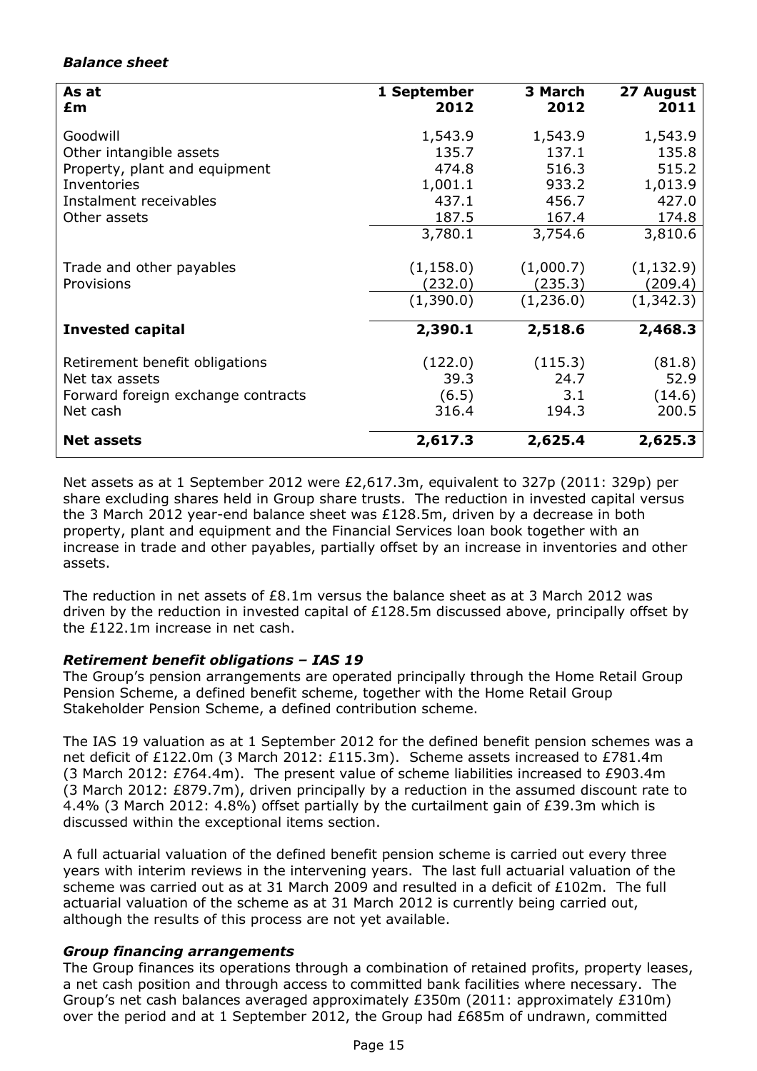### *Balance sheet*

| As at<br>£m | 1 September 2012 | 3 March 2012 | 27 August 2011 |
|---|---|---|---|
| Goodwill | 1,543.9 | 1,543.9 | 1,543.9 |
| Other intangible assets | 135.7 | 137.1 | 135.8 |
| Property, plant and equipment | 474.8 | 516.3 | 515.2 |
| Inventories | 1,001.1 | 933.2 | 1,013.9 |
| Instalment receivables | 437.1 | 456.7 | 427.0 |
| Other assets | 187.5 | 167.4 | 174.8 |
| | 3,780.1 | 3,754.6 | 3,810.6 |
| Trade and other payables | (1,158.0) | (1,000.7) | (1,132.9) |
| Provisions | (232.0) | (235.3) | (209.4) |
| | (1,390.0) | (1,236.0) | (1,342.3) |
| **Invested capital** | **2,390.1** | **2,518.6** | **2,468.3** |
| Retirement benefit obligations | (122.0) | (115.3) | (81.8) |
| Net tax assets | 39.3 | 24.7 | 52.9 |
| Forward foreign exchange contracts | (6.5) | 3.1 | (14.6) |
| Net cash | 316.4 | 194.3 | 200.5 |
| **Net assets** | **2,617.3** | **2,625.4** | **2,625.3** |

Net assets as at 1 September 2012 were £2,617.3m, equivalent to 327p (2011: 329p) per share excluding shares held in Group share trusts. The reduction in invested capital versus the 3 March 2012 year-end balance sheet was £128.5m, driven by a decrease in both property, plant and equipment and the Financial Services loan book together with an increase in trade and other payables, partially offset by an increase in inventories and other assets.

The reduction in net assets of £8.1m versus the balance sheet as at 3 March 2012 was driven by the reduction in invested capital of £128.5m discussed above, principally offset by the £122.1m increase in net cash.

### *Retirement benefit obligations – IAS 19*

The Group's pension arrangements are operated principally through the Home Retail Group Pension Scheme, a defined benefit scheme, together with the Home Retail Group Stakeholder Pension Scheme, a defined contribution scheme.

The IAS 19 valuation as at 1 September 2012 for the defined benefit pension schemes was a net deficit of £122.0m (3 March 2012: £115.3m). Scheme assets increased to £781.4m (3 March 2012: £764.4m). The present value of scheme liabilities increased to £903.4m (3 March 2012: £879.7m), driven principally by a reduction in the assumed discount rate to 4.4% (3 March 2012: 4.8%) offset partially by the curtailment gain of £39.3m which is discussed within the exceptional items section.

A full actuarial valuation of the defined benefit pension scheme is carried out every three years with interim reviews in the intervening years. The last full actuarial valuation of the scheme was carried out as at 31 March 2009 and resulted in a deficit of £102m. The full actuarial valuation of the scheme as at 31 March 2012 is currently being carried out, although the results of this process are not yet available.

### *Group financing arrangements*

The Group finances its operations through a combination of retained profits, property leases, a net cash position and through access to committed bank facilities where necessary. The Group's net cash balances averaged approximately £350m (2011: approximately £310m) over the period and at 1 September 2012, the Group had £685m of undrawn, committed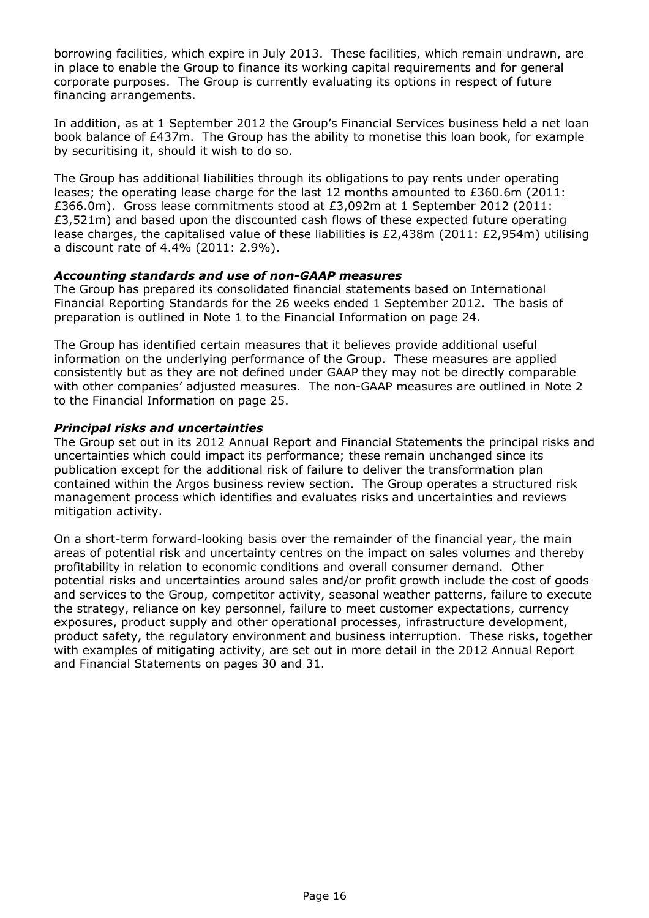borrowing facilities, which expire in July 2013. These facilities, which remain undrawn, are in place to enable the Group to finance its working capital requirements and for general corporate purposes. The Group is currently evaluating its options in respect of future financing arrangements.

In addition, as at 1 September 2012 the Group's Financial Services business held a net loan book balance of £437m. The Group has the ability to monetise this loan book, for example by securitising it, should it wish to do so.

The Group has additional liabilities through its obligations to pay rents under operating leases; the operating lease charge for the last 12 months amounted to £360.6m (2011: £366.0m). Gross lease commitments stood at £3,092m at 1 September 2012 (2011: £3,521m) and based upon the discounted cash flows of these expected future operating lease charges, the capitalised value of these liabilities is £2,438m (2011: £2,954m) utilising a discount rate of 4.4% (2011: 2.9%).

***Accounting standards and use of non-GAAP measures***

The Group has prepared its consolidated financial statements based on International Financial Reporting Standards for the 26 weeks ended 1 September 2012. The basis of preparation is outlined in Note 1 to the Financial Information on page 24.

The Group has identified certain measures that it believes provide additional useful information on the underlying performance of the Group. These measures are applied consistently but as they are not defined under GAAP they may not be directly comparable with other companies' adjusted measures. The non-GAAP measures are outlined in Note 2 to the Financial Information on page 25.

***Principal risks and uncertainties***

The Group set out in its 2012 Annual Report and Financial Statements the principal risks and uncertainties which could impact its performance; these remain unchanged since its publication except for the additional risk of failure to deliver the transformation plan contained within the Argos business review section. The Group operates a structured risk management process which identifies and evaluates risks and uncertainties and reviews mitigation activity.

On a short-term forward-looking basis over the remainder of the financial year, the main areas of potential risk and uncertainty centres on the impact on sales volumes and thereby profitability in relation to economic conditions and overall consumer demand. Other potential risks and uncertainties around sales and/or profit growth include the cost of goods and services to the Group, competitor activity, seasonal weather patterns, failure to execute the strategy, reliance on key personnel, failure to meet customer expectations, currency exposures, product supply and other operational processes, infrastructure development, product safety, the regulatory environment and business interruption. These risks, together with examples of mitigating activity, are set out in more detail in the 2012 Annual Report and Financial Statements on pages 30 and 31.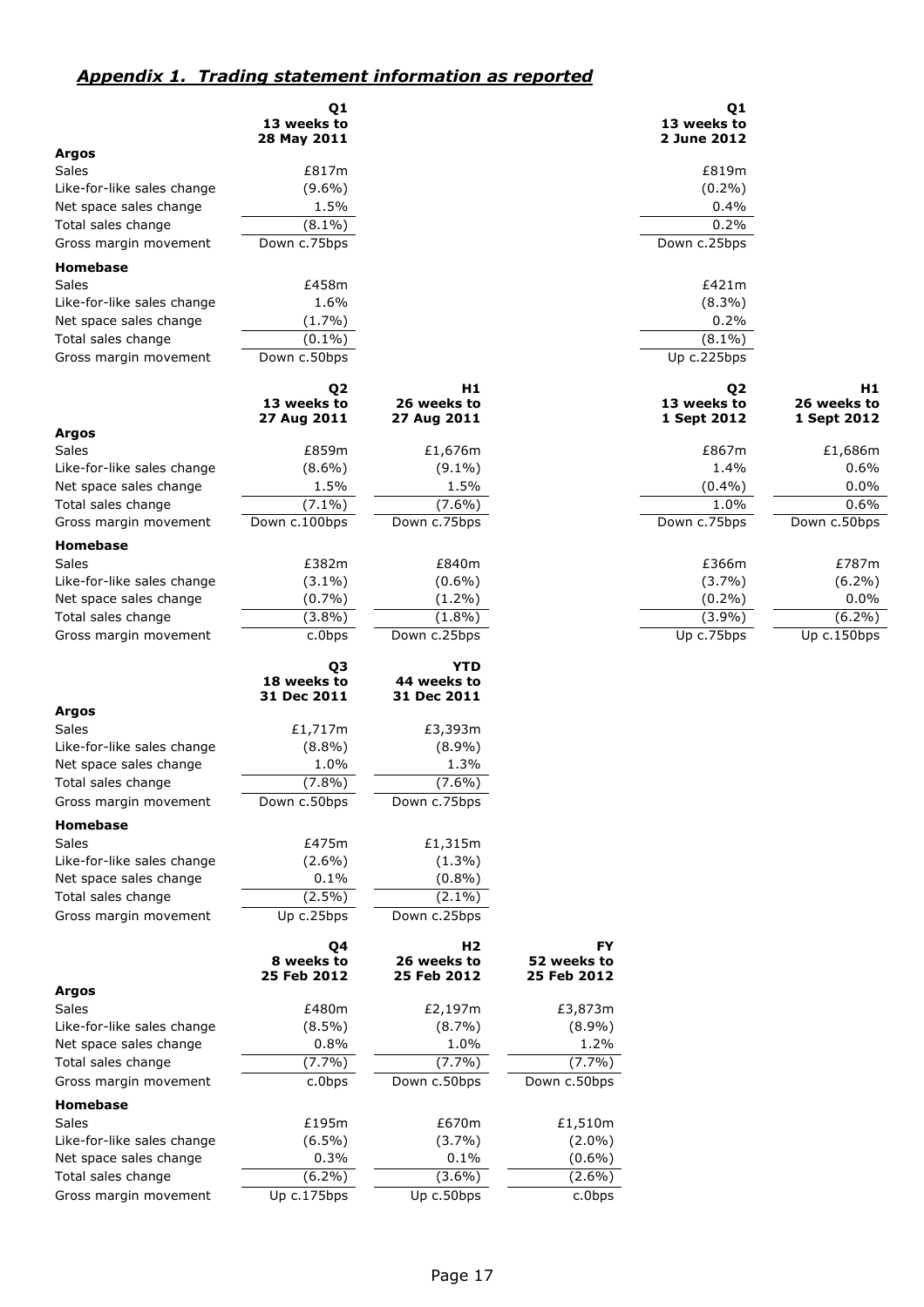## *Appendix 1. Trading statement information as reported*

| | Q1 13 weeks to 28 May 2011 | | | Q1 13 weeks to 2 June 2012 | |
|---|---|---|---|---|---|
| **Argos** | | | | | |
| Sales | £817m | | | £819m | |
| Like-for-like sales change | (9.6%) | | | (0.2%) | |
| Net space sales change | 1.5% | | | 0.4% | |
| Total sales change | (8.1%) | | | 0.2% | |
| Gross margin movement | Down c.75bps | | | Down c.25bps | |
| **Homebase** | | | | | |
| Sales | £458m | | | £421m | |
| Like-for-like sales change | 1.6% | | | (8.3%) | |
| Net space sales change | (1.7%) | | | 0.2% | |
| Total sales change | (0.1%) | | | (8.1%) | |
| Gross margin movement | Down c.50bps | | | Up c.225bps | |

| | Q2 13 weeks to 27 Aug 2011 | H1 26 weeks to 27 Aug 2011 | | Q2 13 weeks to 1 Sept 2012 | H1 26 weeks to 1 Sept 2012 |
|---|---|---|---|---|---|
| **Argos** | | | | | |
| Sales | £859m | £1,676m | | £867m | £1,686m |
| Like-for-like sales change | (8.6%) | (9.1%) | | 1.4% | 0.6% |
| Net space sales change | 1.5% | 1.5% | | (0.4%) | 0.0% |
| Total sales change | (7.1%) | (7.6%) | | 1.0% | 0.6% |
| Gross margin movement | Down c.100bps | Down c.75bps | | Down c.75bps | Down c.50bps |
| **Homebase** | | | | | |
| Sales | £382m | £840m | | £366m | £787m |
| Like-for-like sales change | (3.1%) | (0.6%) | | (3.7%) | (6.2%) |
| Net space sales change | (0.7%) | (1.2%) | | (0.2%) | 0.0% |
| Total sales change | (3.8%) | (1.8%) | | (3.9%) | (6.2%) |
| Gross margin movement | c.0bps | Down c.25bps | | Up c.75bps | Up c.150bps |

| | Q3 18 weeks to 31 Dec 2011 | YTD 44 weeks to 31 Dec 2011 |
|---|---|---|
| **Argos** | | |
| Sales | £1,717m | £3,393m |
| Like-for-like sales change | (8.8%) | (8.9%) |
| Net space sales change | 1.0% | 1.3% |
| Total sales change | (7.8%) | (7.6%) |
| Gross margin movement | Down c.50bps | Down c.75bps |
| **Homebase** | | |
| Sales | £475m | £1,315m |
| Like-for-like sales change | (2.6%) | (1.3%) |
| Net space sales change | 0.1% | (0.8%) |
| Total sales change | (2.5%) | (2.1%) |
| Gross margin movement | Up c.25bps | Down c.25bps |

| | Q4 8 weeks to 25 Feb 2012 | H2 26 weeks to 25 Feb 2012 | FY 52 weeks to 25 Feb 2012 |
|---|---|---|---|
| **Argos** | | | |
| Sales | £480m | £2,197m | £3,873m |
| Like-for-like sales change | (8.5%) | (8.7%) | (8.9%) |
| Net space sales change | 0.8% | 1.0% | 1.2% |
| Total sales change | (7.7%) | (7.7%) | (7.7%) |
| Gross margin movement | c.0bps | Down c.50bps | Down c.50bps |
| **Homebase** | | | |
| Sales | £195m | £670m | £1,510m |
| Like-for-like sales change | (6.5%) | (3.7%) | (2.0%) |
| Net space sales change | 0.3% | 0.1% | (0.6%) |
| Total sales change | (6.2%) | (3.6%) | (2.6%) |
| Gross margin movement | Up c.175bps | Up c.50bps | c.0bps |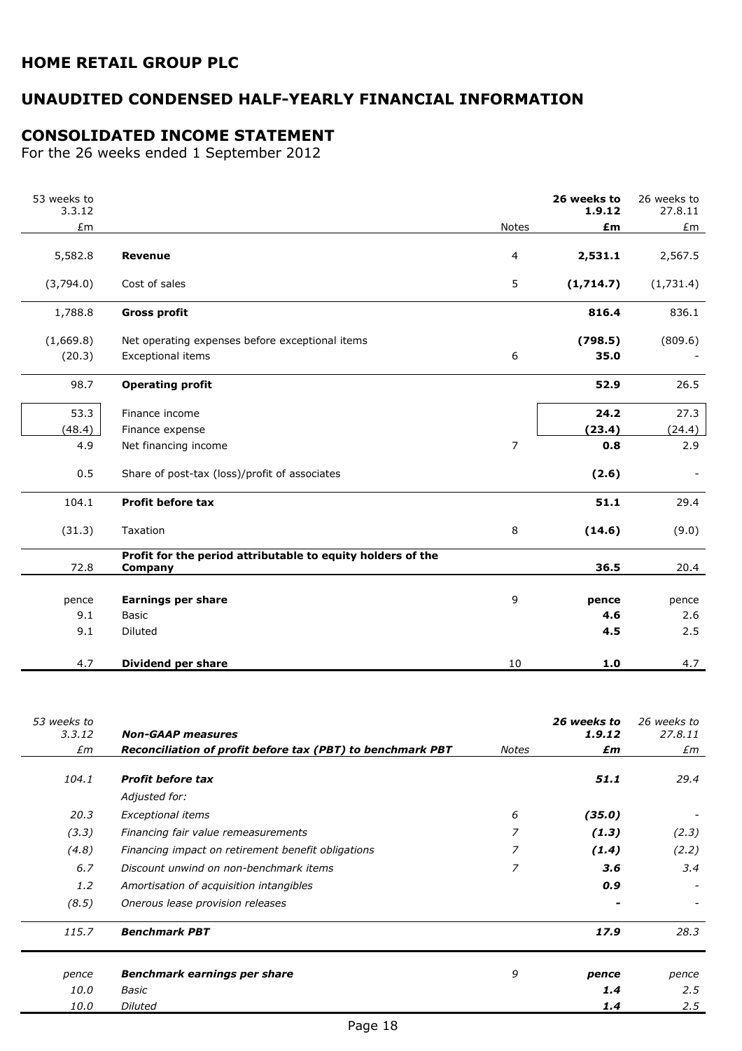## HOME RETAIL GROUP PLC

## UNAUDITED CONDENSED HALF-YEARLY FINANCIAL INFORMATION

## CONSOLIDATED INCOME STATEMENT

For the 26 weeks ended 1 September 2012

| 53 weeks to 3.3.12 |  |  | **26 weeks to 1.9.12** | 26 weeks to 27.8.11 |
|---|---|---|---|---|
| £m |  | Notes | **£m** | £m |
| 5,582.8 | **Revenue** | 4 | **2,531.1** | 2,567.5 |
| (3,794.0) | Cost of sales | 5 | **(1,714.7)** | (1,731.4) |
| 1,788.8 | **Gross profit** |  | **816.4** | 836.1 |
| (1,669.8) | Net operating expenses before exceptional items |  | **(798.5)** | (809.6) |
| (20.3) | Exceptional items | 6 | **35.0** | - |
| 98.7 | **Operating profit** |  | **52.9** | 26.5 |
| 53.3 | Finance income |  | **24.2** | 27.3 |
| (48.4) | Finance expense |  | **(23.4)** | (24.4) |
| 4.9 | Net financing income | 7 | **0.8** | 2.9 |
| 0.5 | Share of post-tax (loss)/profit of associates |  | **(2.6)** | - |
| 104.1 | **Profit before tax** |  | **51.1** | 29.4 |
| (31.3) | Taxation | 8 | **(14.6)** | (9.0) |
| 72.8 | **Profit for the period attributable to equity holders of the Company** |  | **36.5** | 20.4 |
| pence | **Earnings per share** | 9 | **pence** | pence |
| 9.1 | Basic |  | **4.6** | 2.6 |
| 9.1 | Diluted |  | **4.5** | 2.5 |
| 4.7 | **Dividend per share** | 10 | **1.0** | 4.7 |

| *53 weeks to 3.3.12* | ***Non-GAAP measures*** |  | ***26 weeks to 1.9.12*** | *26 weeks to 27.8.11* |
|---|---|---|---|---|
| *£m* | ***Reconciliation of profit before tax (PBT) to benchmark PBT*** | *Notes* | ***£m*** | *£m* |
| *104.1* | ***Profit before tax*** |  | ***51.1*** | *29.4* |
|  | *Adjusted for:* |  |  |  |
| *20.3* | *Exceptional items* | *6* | ***(35.0)*** | *-* |
| *(3.3)* | *Financing fair value remeasurements* | *7* | ***(1.3)*** | *(2.3)* |
| *(4.8)* | *Financing impact on retirement benefit obligations* | *7* | ***(1.4)*** | *(2.2)* |
| *6.7* | *Discount unwind on non-benchmark items* | *7* | ***3.6*** | *3.4* |
| *1.2* | *Amortisation of acquisition intangibles* |  | ***0.9*** | *-* |
| *(8.5)* | *Onerous lease provision releases* |  | ***-*** | *-* |
| *115.7* | ***Benchmark PBT*** |  | ***17.9*** | *28.3* |
| *pence* | ***Benchmark earnings per share*** | *9* | ***pence*** | *pence* |
| *10.0* | *Basic* |  | ***1.4*** | *2.5* |
| *10.0* | *Diluted* |  | ***1.4*** | *2.5* |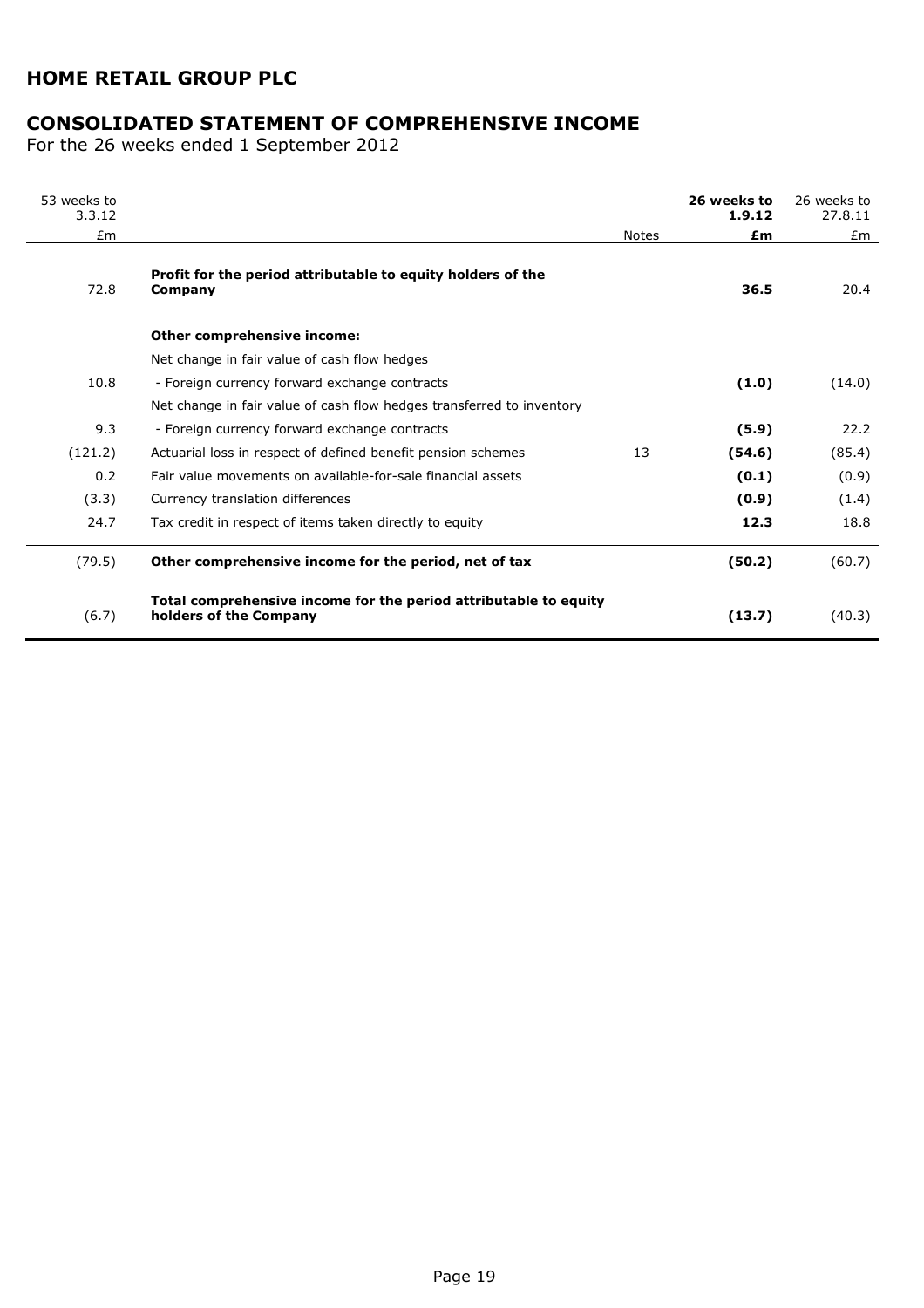# HOME RETAIL GROUP PLC

## CONSOLIDATED STATEMENT OF COMPREHENSIVE INCOME

For the 26 weeks ended 1 September 2012

| 53 weeks to 3.3.12 £m | | Notes | **26 weeks to 1.9.12 £m** | 26 weeks to 27.8.11 £m |
|---|---|---|---|---|
| 72.8 | **Profit for the period attributable to equity holders of the Company** | | **36.5** | 20.4 |
| | **Other comprehensive income:** | | | |
| | Net change in fair value of cash flow hedges | | | |
| 10.8 | - Foreign currency forward exchange contracts | | **(1.0)** | (14.0) |
| | Net change in fair value of cash flow hedges transferred to inventory | | | |
| 9.3 | - Foreign currency forward exchange contracts | | **(5.9)** | 22.2 |
| (121.2) | Actuarial loss in respect of defined benefit pension schemes | 13 | **(54.6)** | (85.4) |
| 0.2 | Fair value movements on available-for-sale financial assets | | **(0.1)** | (0.9) |
| (3.3) | Currency translation differences | | **(0.9)** | (1.4) |
| 24.7 | Tax credit in respect of items taken directly to equity | | **12.3** | 18.8 |
| (79.5) | **Other comprehensive income for the period, net of tax** | | **(50.2)** | (60.7) |
| (6.7) | **Total comprehensive income for the period attributable to equity holders of the Company** | | **(13.7)** | (40.3) |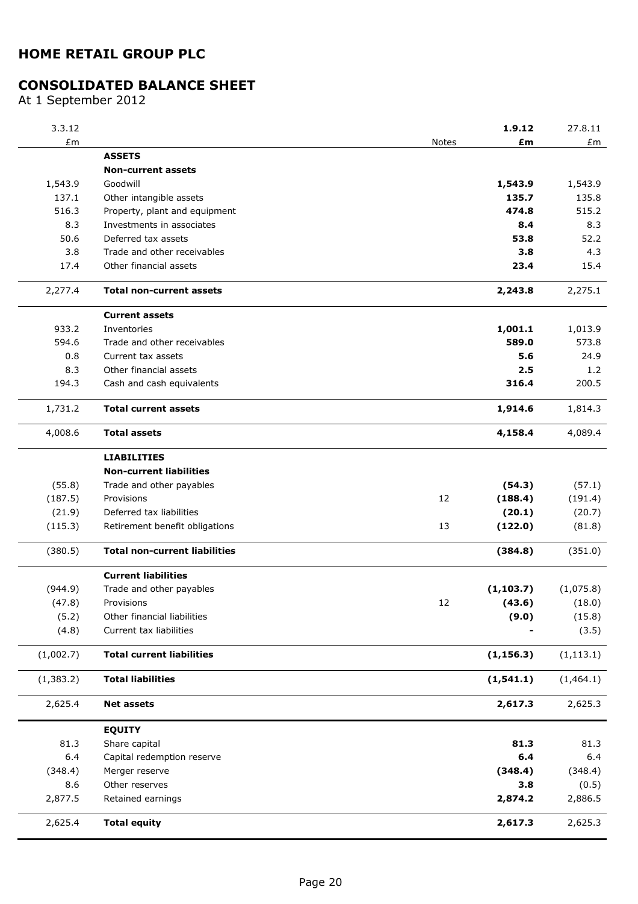# HOME RETAIL GROUP PLC

## CONSOLIDATED BALANCE SHEET

At 1 September 2012

| 3.3.12 | | | **1.9.12** | 27.8.11 |
|---|---|---|---|---|
| £m | | Notes | **£m** | £m |
| | **ASSETS** | | | |
| | **Non-current assets** | | | |
| 1,543.9 | Goodwill | | **1,543.9** | 1,543.9 |
| 137.1 | Other intangible assets | | **135.7** | 135.8 |
| 516.3 | Property, plant and equipment | | **474.8** | 515.2 |
| 8.3 | Investments in associates | | **8.4** | 8.3 |
| 50.6 | Deferred tax assets | | **53.8** | 52.2 |
| 3.8 | Trade and other receivables | | **3.8** | 4.3 |
| 17.4 | Other financial assets | | **23.4** | 15.4 |
| 2,277.4 | **Total non-current assets** | | **2,243.8** | 2,275.1 |
| | **Current assets** | | | |
| 933.2 | Inventories | | **1,001.1** | 1,013.9 |
| 594.6 | Trade and other receivables | | **589.0** | 573.8 |
| 0.8 | Current tax assets | | **5.6** | 24.9 |
| 8.3 | Other financial assets | | **2.5** | 1.2 |
| 194.3 | Cash and cash equivalents | | **316.4** | 200.5 |
| 1,731.2 | **Total current assets** | | **1,914.6** | 1,814.3 |
| 4,008.6 | **Total assets** | | **4,158.4** | 4,089.4 |
| | **LIABILITIES** | | | |
| | **Non-current liabilities** | | | |
| (55.8) | Trade and other payables | | **(54.3)** | (57.1) |
| (187.5) | Provisions | 12 | **(188.4)** | (191.4) |
| (21.9) | Deferred tax liabilities | | **(20.1)** | (20.7) |
| (115.3) | Retirement benefit obligations | 13 | **(122.0)** | (81.8) |
| (380.5) | **Total non-current liabilities** | | **(384.8)** | (351.0) |
| | **Current liabilities** | | | |
| (944.9) | Trade and other payables | | **(1,103.7)** | (1,075.8) |
| (47.8) | Provisions | 12 | **(43.6)** | (18.0) |
| (5.2) | Other financial liabilities | | **(9.0)** | (15.8) |
| (4.8) | Current tax liabilities | | **-** | (3.5) |
| (1,002.7) | **Total current liabilities** | | **(1,156.3)** | (1,113.1) |
| (1,383.2) | **Total liabilities** | | **(1,541.1)** | (1,464.1) |
| 2,625.4 | **Net assets** | | **2,617.3** | 2,625.3 |
| | **EQUITY** | | | |
| 81.3 | Share capital | | **81.3** | 81.3 |
| 6.4 | Capital redemption reserve | | **6.4** | 6.4 |
| (348.4) | Merger reserve | | **(348.4)** | (348.4) |
| 8.6 | Other reserves | | **3.8** | (0.5) |
| 2,877.5 | Retained earnings | | **2,874.2** | 2,886.5 |
| 2,625.4 | **Total equity** | | **2,617.3** | 2,625.3 |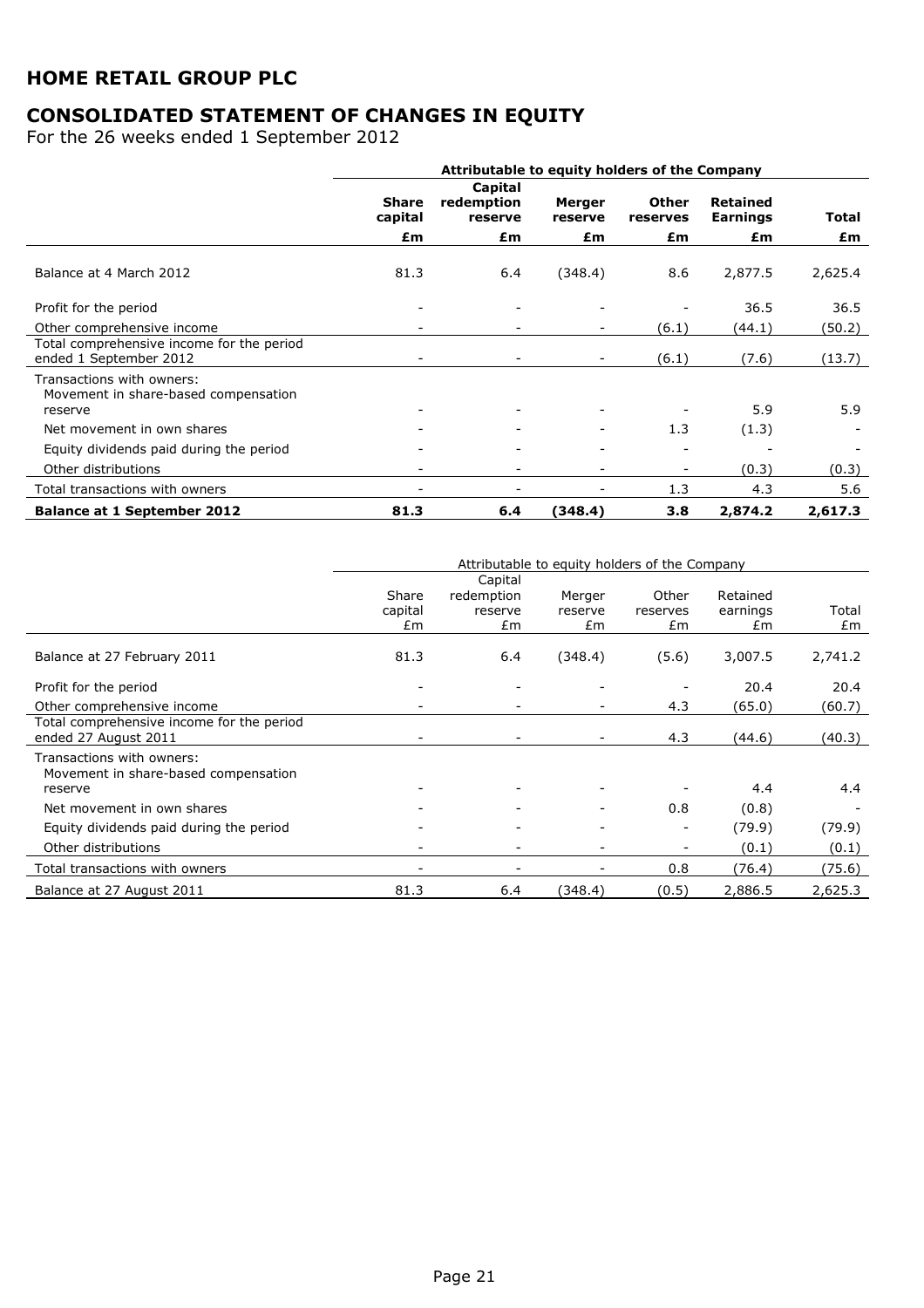# HOME RETAIL GROUP PLC

## CONSOLIDATED STATEMENT OF CHANGES IN EQUITY

For the 26 weeks ended 1 September 2012

| | **Attributable to equity holders of the Company** | | | | | |
|---|---|---|---|---|---|---|
| | **Share capital** | **Capital redemption reserve** | **Merger reserve** | **Other reserves** | **Retained Earnings** | **Total** |
| | **£m** | **£m** | **£m** | **£m** | **£m** | **£m** |
| Balance at 4 March 2012 | 81.3 | 6.4 | (348.4) | 8.6 | 2,877.5 | 2,625.4 |
| Profit for the period | - | - | - | - | 36.5 | 36.5 |
| Other comprehensive income | - | - | - | (6.1) | (44.1) | (50.2) |
| Total comprehensive income for the period ended 1 September 2012 | - | - | - | (6.1) | (7.6) | (13.7) |
| Transactions with owners: Movement in share-based compensation reserve | - | - | - | - | 5.9 | 5.9 |
| Net movement in own shares | - | - | - | 1.3 | (1.3) | - |
| Equity dividends paid during the period | - | - | - | - | - | - |
| Other distributions | - | - | - | - | (0.3) | (0.3) |
| Total transactions with owners | - | - | - | 1.3 | 4.3 | 5.6 |
| **Balance at 1 September 2012** | **81.3** | **6.4** | **(348.4)** | **3.8** | **2,874.2** | **2,617.3** |

| | Attributable to equity holders of the Company | | | | | |
|---|---|---|---|---|---|---|
| | Share capital | Capital redemption reserve | Merger reserve | Other reserves | Retained earnings | Total |
| | £m | £m | £m | £m | £m | £m |
| Balance at 27 February 2011 | 81.3 | 6.4 | (348.4) | (5.6) | 3,007.5 | 2,741.2 |
| Profit for the period | - | - | - | - | 20.4 | 20.4 |
| Other comprehensive income | - | - | - | 4.3 | (65.0) | (60.7) |
| Total comprehensive income for the period ended 27 August 2011 | - | - | - | 4.3 | (44.6) | (40.3) |
| Transactions with owners: Movement in share-based compensation reserve | - | - | - | - | 4.4 | 4.4 |
| Net movement in own shares | - | - | - | 0.8 | (0.8) | - |
| Equity dividends paid during the period | - | - | - | - | (79.9) | (79.9) |
| Other distributions | - | - | - | - | (0.1) | (0.1) |
| Total transactions with owners | - | - | - | 0.8 | (76.4) | (75.6) |
| Balance at 27 August 2011 | 81.3 | 6.4 | (348.4) | (0.5) | 2,886.5 | 2,625.3 |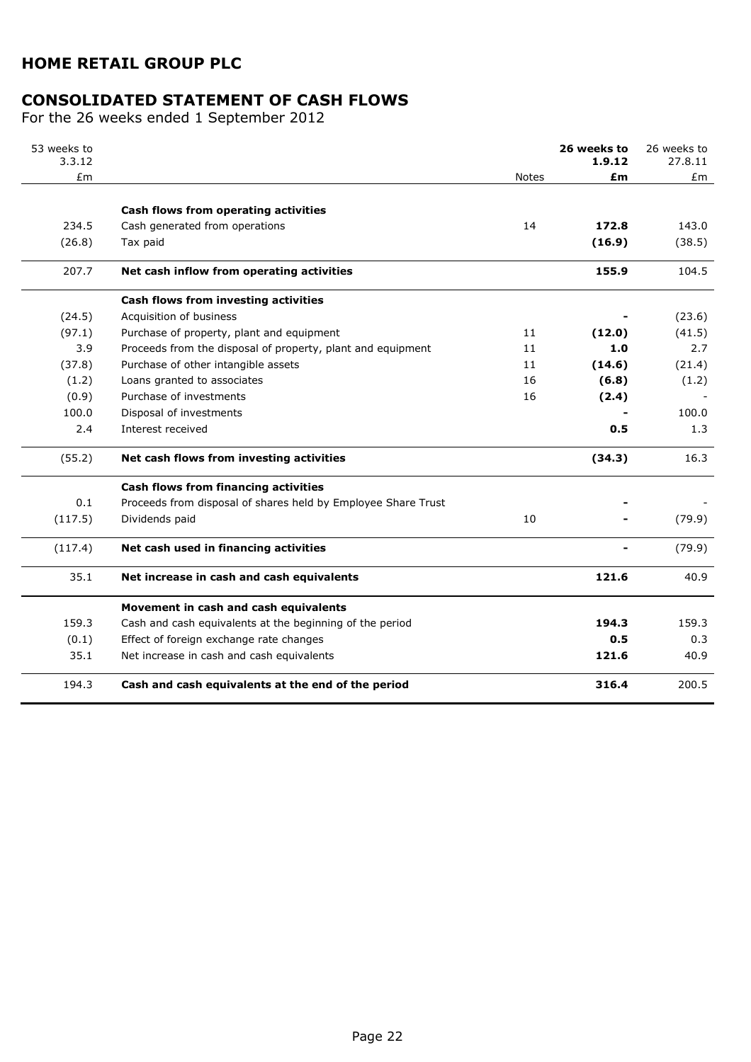# HOME RETAIL GROUP PLC

## CONSOLIDATED STATEMENT OF CASH FLOWS

For the 26 weeks ended 1 September 2012

| 53 weeks to 3.3.12 £m | | Notes | **26 weeks to 1.9.12 £m** | 26 weeks to 27.8.11 £m |
|---|---|---|---|---|
| | **Cash flows from operating activities** | | | |
| 234.5 | Cash generated from operations | 14 | **172.8** | 143.0 |
| (26.8) | Tax paid | | **(16.9)** | (38.5) |
| 207.7 | **Net cash inflow from operating activities** | | **155.9** | 104.5 |
| | **Cash flows from investing activities** | | | |
| (24.5) | Acquisition of business | | **-** | (23.6) |
| (97.1) | Purchase of property, plant and equipment | 11 | **(12.0)** | (41.5) |
| 3.9 | Proceeds from the disposal of property, plant and equipment | 11 | **1.0** | 2.7 |
| (37.8) | Purchase of other intangible assets | 11 | **(14.6)** | (21.4) |
| (1.2) | Loans granted to associates | 16 | **(6.8)** | (1.2) |
| (0.9) | Purchase of investments | 16 | **(2.4)** | - |
| 100.0 | Disposal of investments | | **-** | 100.0 |
| 2.4 | Interest received | | **0.5** | 1.3 |
| (55.2) | **Net cash flows from investing activities** | | **(34.3)** | 16.3 |
| | **Cash flows from financing activities** | | | |
| 0.1 | Proceeds from disposal of shares held by Employee Share Trust | | **-** | - |
| (117.5) | Dividends paid | 10 | **-** | (79.9) |
| (117.4) | **Net cash used in financing activities** | | **-** | (79.9) |
| 35.1 | **Net increase in cash and cash equivalents** | | **121.6** | 40.9 |
| | **Movement in cash and cash equivalents** | | | |
| 159.3 | Cash and cash equivalents at the beginning of the period | | **194.3** | 159.3 |
| (0.1) | Effect of foreign exchange rate changes | | **0.5** | 0.3 |
| 35.1 | Net increase in cash and cash equivalents | | **121.6** | 40.9 |
| 194.3 | **Cash and cash equivalents at the end of the period** | | **316.4** | 200.5 |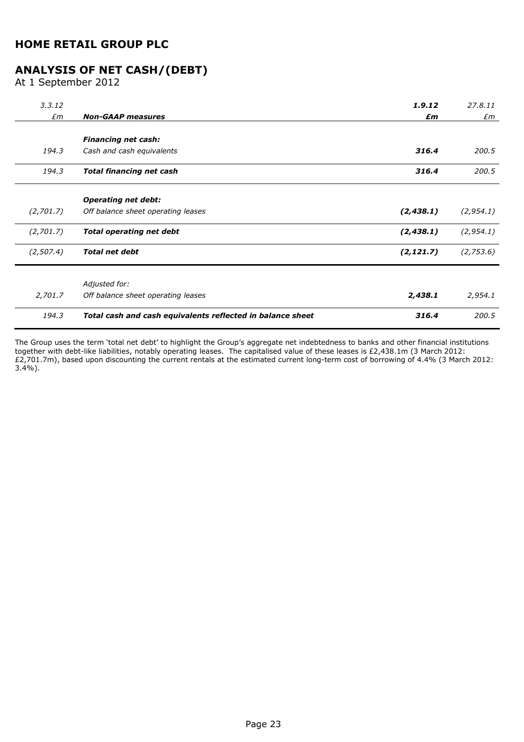# HOME RETAIL GROUP PLC

## ANALYSIS OF NET CASH/(DEBT)

At 1 September 2012

| *3.3.12* | | **1.9.12** | *27.8.11* |
|---|---|---|---|
| *£m* | ***Non-GAAP measures*** | ***£m*** | *£m* |
| | ***Financing net cash:*** | | |
| *194.3* | *Cash and cash equivalents* | ***316.4*** | *200.5* |
| *194.3* | ***Total financing net cash*** | ***316.4*** | *200.5* |
| | ***Operating net debt:*** | | |
| *(2,701.7)* | *Off balance sheet operating leases* | ***(2,438.1)*** | *(2,954.1)* |
| *(2,701.7)* | ***Total operating net debt*** | ***(2,438.1)*** | *(2,954.1)* |
| *(2,507.4)* | ***Total net debt*** | ***(2,121.7)*** | *(2,753.6)* |
| | *Adjusted for:* | | |
| *2,701.7* | *Off balance sheet operating leases* | ***2,438.1*** | *2,954.1* |
| *194.3* | ***Total cash and cash equivalents reflected in balance sheet*** | ***316.4*** | *200.5* |

The Group uses the term 'total net debt' to highlight the Group's aggregate net indebtedness to banks and other financial institutions together with debt-like liabilities, notably operating leases. The capitalised value of these leases is £2,438.1m (3 March 2012: £2,701.7m), based upon discounting the current rentals at the estimated current long-term cost of borrowing of 4.4% (3 March 2012: 3.4%).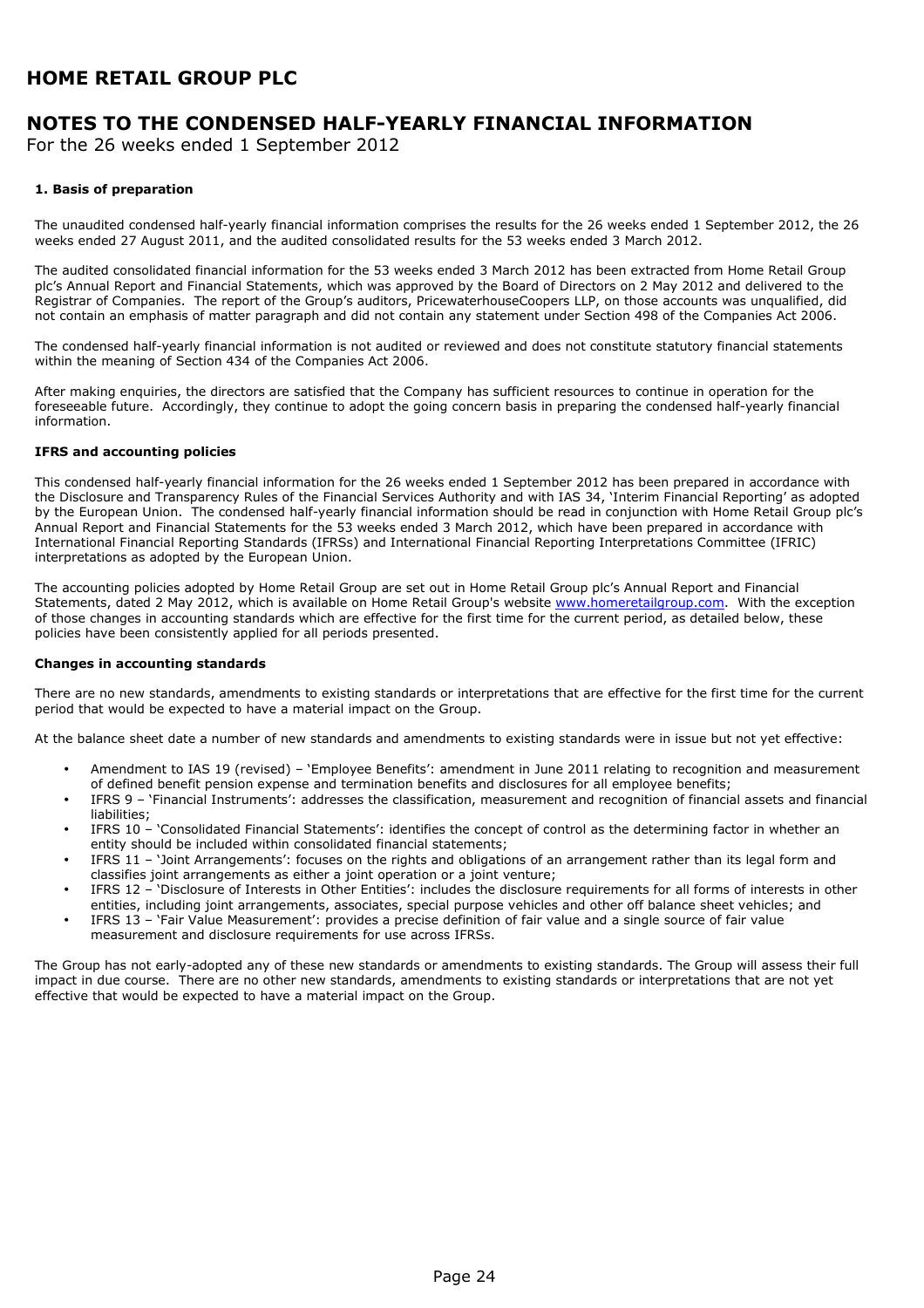# HOME RETAIL GROUP PLC

## NOTES TO THE CONDENSED HALF-YEARLY FINANCIAL INFORMATION

For the 26 weeks ended 1 September 2012

### 1. Basis of preparation

The unaudited condensed half-yearly financial information comprises the results for the 26 weeks ended 1 September 2012, the 26 weeks ended 27 August 2011, and the audited consolidated results for the 53 weeks ended 3 March 2012.

The audited consolidated financial information for the 53 weeks ended 3 March 2012 has been extracted from Home Retail Group plc's Annual Report and Financial Statements, which was approved by the Board of Directors on 2 May 2012 and delivered to the Registrar of Companies. The report of the Group's auditors, PricewaterhouseCoopers LLP, on those accounts was unqualified, did not contain an emphasis of matter paragraph and did not contain any statement under Section 498 of the Companies Act 2006.

The condensed half-yearly financial information is not audited or reviewed and does not constitute statutory financial statements within the meaning of Section 434 of the Companies Act 2006.

After making enquiries, the directors are satisfied that the Company has sufficient resources to continue in operation for the foreseeable future. Accordingly, they continue to adopt the going concern basis in preparing the condensed half-yearly financial information.

**IFRS and accounting policies**

This condensed half-yearly financial information for the 26 weeks ended 1 September 2012 has been prepared in accordance with the Disclosure and Transparency Rules of the Financial Services Authority and with IAS 34, 'Interim Financial Reporting' as adopted by the European Union. The condensed half-yearly financial information should be read in conjunction with Home Retail Group plc's Annual Report and Financial Statements for the 53 weeks ended 3 March 2012, which have been prepared in accordance with International Financial Reporting Standards (IFRSs) and International Financial Reporting Interpretations Committee (IFRIC) interpretations as adopted by the European Union.

The accounting policies adopted by Home Retail Group are set out in Home Retail Group plc's Annual Report and Financial Statements, dated 2 May 2012, which is available on Home Retail Group's website www.homeretailgroup.com. With the exception of those changes in accounting standards which are effective for the first time for the current period, as detailed below, these policies have been consistently applied for all periods presented.

**Changes in accounting standards**

There are no new standards, amendments to existing standards or interpretations that are effective for the first time for the current period that would be expected to have a material impact on the Group.

At the balance sheet date a number of new standards and amendments to existing standards were in issue but not yet effective:

- Amendment to IAS 19 (revised) – 'Employee Benefits': amendment in June 2011 relating to recognition and measurement of defined benefit pension expense and termination benefits and disclosures for all employee benefits;
- IFRS 9 – 'Financial Instruments': addresses the classification, measurement and recognition of financial assets and financial liabilities;
- IFRS 10 – 'Consolidated Financial Statements': identifies the concept of control as the determining factor in whether an entity should be included within consolidated financial statements;
- IFRS 11 – 'Joint Arrangements': focuses on the rights and obligations of an arrangement rather than its legal form and classifies joint arrangements as either a joint operation or a joint venture;
- IFRS 12 – 'Disclosure of Interests in Other Entities': includes the disclosure requirements for all forms of interests in other entities, including joint arrangements, associates, special purpose vehicles and other off balance sheet vehicles; and
- IFRS 13 – 'Fair Value Measurement': provides a precise definition of fair value and a single source of fair value measurement and disclosure requirements for use across IFRSs.

The Group has not early-adopted any of these new standards or amendments to existing standards. The Group will assess their full impact in due course. There are no other new standards, amendments to existing standards or interpretations that are not yet effective that would be expected to have a material impact on the Group.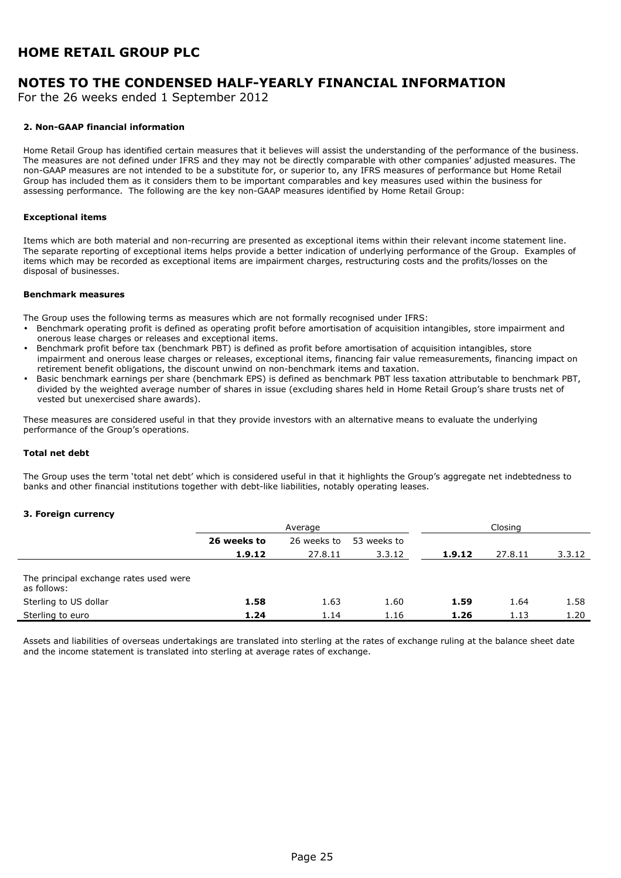# HOME RETAIL GROUP PLC

## NOTES TO THE CONDENSED HALF-YEARLY FINANCIAL INFORMATION

For the 26 weeks ended 1 September 2012

### 2. Non-GAAP financial information

Home Retail Group has identified certain measures that it believes will assist the understanding of the performance of the business. The measures are not defined under IFRS and they may not be directly comparable with other companies' adjusted measures. The non-GAAP measures are not intended to be a substitute for, or superior to, any IFRS measures of performance but Home Retail Group has included them as it considers them to be important comparables and key measures used within the business for assessing performance. The following are the key non-GAAP measures identified by Home Retail Group:

**Exceptional items**

Items which are both material and non-recurring are presented as exceptional items within their relevant income statement line. The separate reporting of exceptional items helps provide a better indication of underlying performance of the Group. Examples of items which may be recorded as exceptional items are impairment charges, restructuring costs and the profits/losses on the disposal of businesses.

**Benchmark measures**

The Group uses the following terms as measures which are not formally recognised under IFRS:

- Benchmark operating profit is defined as operating profit before amortisation of acquisition intangibles, store impairment and onerous lease charges or releases and exceptional items.
- Benchmark profit before tax (benchmark PBT) is defined as profit before amortisation of acquisition intangibles, store impairment and onerous lease charges or releases, exceptional items, financing fair value remeasurements, financing impact on retirement benefit obligations, the discount unwind on non-benchmark items and taxation.
- Basic benchmark earnings per share (benchmark EPS) is defined as benchmark PBT less taxation attributable to benchmark PBT, divided by the weighted average number of shares in issue (excluding shares held in Home Retail Group's share trusts net of vested but unexercised share awards).

These measures are considered useful in that they provide investors with an alternative means to evaluate the underlying performance of the Group's operations.

**Total net debt**

The Group uses the term 'total net debt' which is considered useful in that it highlights the Group's aggregate net indebtedness to banks and other financial institutions together with debt-like liabilities, notably operating leases.

### 3. Foreign currency

| | Average | | | Closing | | |
|---|---|---|---|---|---|---|
| | **26 weeks to** | 26 weeks to | 53 weeks to | | | |
| | **1.9.12** | 27.8.11 | 3.3.12 | **1.9.12** | 27.8.11 | 3.3.12 |
| The principal exchange rates used were as follows: | | | | | | |
| Sterling to US dollar | **1.58** | 1.63 | 1.60 | **1.59** | 1.64 | 1.58 |
| Sterling to euro | **1.24** | 1.14 | 1.16 | **1.26** | 1.13 | 1.20 |

Assets and liabilities of overseas undertakings are translated into sterling at the rates of exchange ruling at the balance sheet date and the income statement is translated into sterling at average rates of exchange.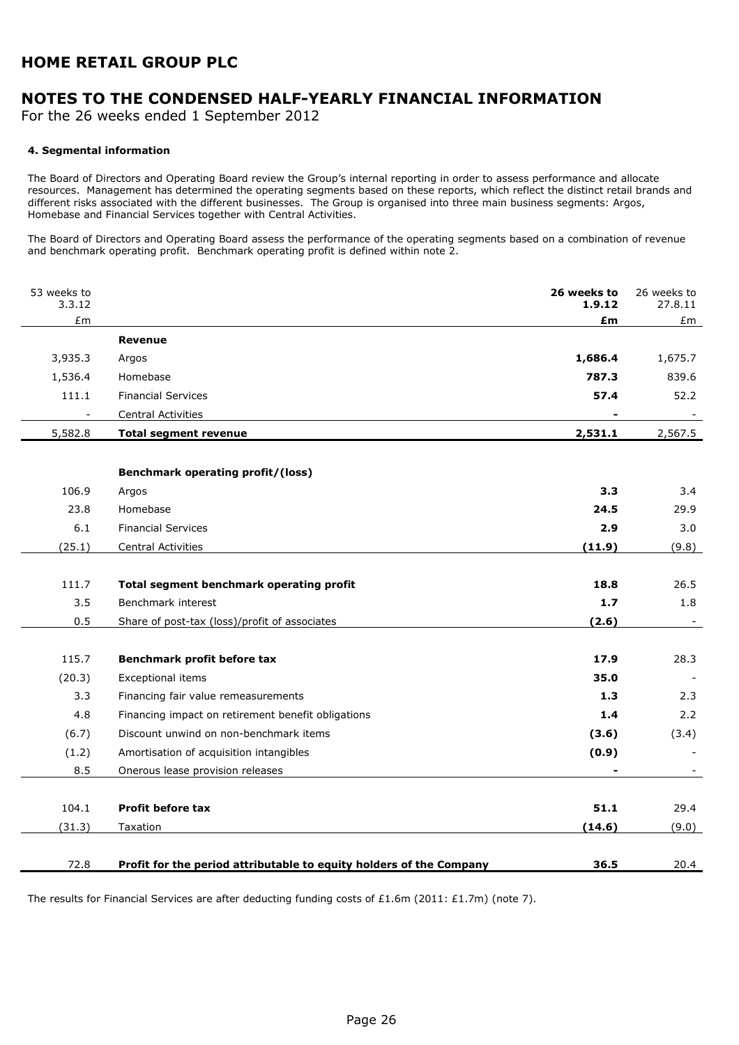# HOME RETAIL GROUP PLC

## NOTES TO THE CONDENSED HALF-YEARLY FINANCIAL INFORMATION

For the 26 weeks ended 1 September 2012

#### 4. Segmental information

The Board of Directors and Operating Board review the Group's internal reporting in order to assess performance and allocate resources. Management has determined the operating segments based on these reports, which reflect the distinct retail brands and different risks associated with the different businesses. The Group is organised into three main business segments: Argos, Homebase and Financial Services together with Central Activities.

The Board of Directors and Operating Board assess the performance of the operating segments based on a combination of revenue and benchmark operating profit. Benchmark operating profit is defined within note 2.

| 53 weeks to 3.3.12 £m | | **26 weeks to 1.9.12 £m** | 26 weeks to 27.8.11 £m |
|---|---|---|---|
| | **Revenue** | | |
| 3,935.3 | Argos | **1,686.4** | 1,675.7 |
| 1,536.4 | Homebase | **787.3** | 839.6 |
| 111.1 | Financial Services | **57.4** | 52.2 |
| - | Central Activities | **-** | - |
| 5,582.8 | **Total segment revenue** | **2,531.1** | 2,567.5 |
| | | | |
| | **Benchmark operating profit/(loss)** | | |
| 106.9 | Argos | **3.3** | 3.4 |
| 23.8 | Homebase | **24.5** | 29.9 |
| 6.1 | Financial Services | **2.9** | 3.0 |
| (25.1) | Central Activities | **(11.9)** | (9.8) |
| | | | |
| 111.7 | **Total segment benchmark operating profit** | **18.8** | 26.5 |
| 3.5 | Benchmark interest | **1.7** | 1.8 |
| 0.5 | Share of post-tax (loss)/profit of associates | **(2.6)** | - |
| | | | |
| 115.7 | **Benchmark profit before tax** | **17.9** | 28.3 |
| (20.3) | Exceptional items | **35.0** | - |
| 3.3 | Financing fair value remeasurements | **1.3** | 2.3 |
| 4.8 | Financing impact on retirement benefit obligations | **1.4** | 2.2 |
| (6.7) | Discount unwind on non-benchmark items | **(3.6)** | (3.4) |
| (1.2) | Amortisation of acquisition intangibles | **(0.9)** | - |
| 8.5 | Onerous lease provision releases | **-** | - |
| | | | |
| 104.1 | **Profit before tax** | **51.1** | 29.4 |
| (31.3) | Taxation | **(14.6)** | (9.0) |
| | | | |
| 72.8 | **Profit for the period attributable to equity holders of the Company** | **36.5** | 20.4 |

The results for Financial Services are after deducting funding costs of £1.6m (2011: £1.7m) (note 7).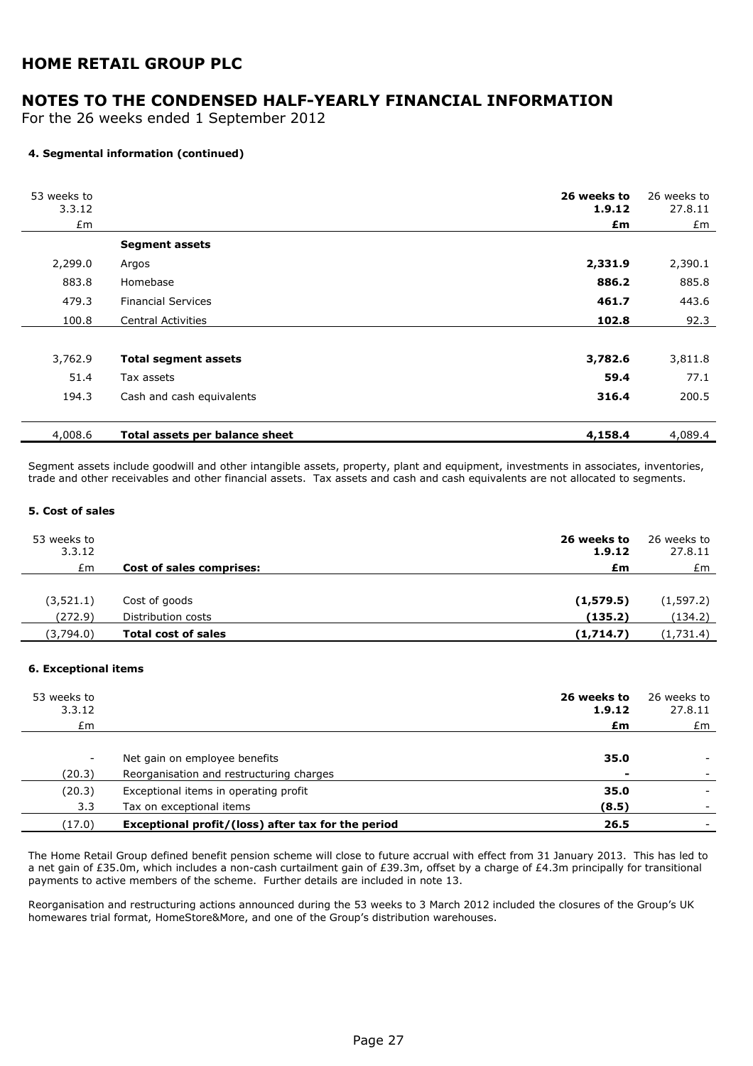## HOME RETAIL GROUP PLC

## NOTES TO THE CONDENSED HALF-YEARLY FINANCIAL INFORMATION

For the 26 weeks ended 1 September 2012

#### 4. Segmental information (continued)

| 53 weeks to 3.3.12 £m | | **26 weeks to 1.9.12 £m** | 26 weeks to 27.8.11 £m |
|---|---|---|---|
| | **Segment assets** | | |
| 2,299.0 | Argos | **2,331.9** | 2,390.1 |
| 883.8 | Homebase | **886.2** | 885.8 |
| 479.3 | Financial Services | **461.7** | 443.6 |
| 100.8 | Central Activities | **102.8** | 92.3 |
| 3,762.9 | **Total segment assets** | **3,782.6** | 3,811.8 |
| 51.4 | Tax assets | **59.4** | 77.1 |
| 194.3 | Cash and cash equivalents | **316.4** | 200.5 |
| 4,008.6 | **Total assets per balance sheet** | **4,158.4** | 4,089.4 |

Segment assets include goodwill and other intangible assets, property, plant and equipment, investments in associates, inventories, trade and other receivables and other financial assets. Tax assets and cash and cash equivalents are not allocated to segments.

#### 5. Cost of sales

| 53 weeks to 3.3.12 £m | **Cost of sales comprises:** | **26 weeks to 1.9.12 £m** | 26 weeks to 27.8.11 £m |
|---|---|---|---|
| (3,521.1) | Cost of goods | **(1,579.5)** | (1,597.2) |
| (272.9) | Distribution costs | **(135.2)** | (134.2) |
| (3,794.0) | **Total cost of sales** | **(1,714.7)** | (1,731.4) |

#### 6. Exceptional items

| 53 weeks to 3.3.12 £m | | **26 weeks to 1.9.12 £m** | 26 weeks to 27.8.11 £m |
|---|---|---|---|
| - | Net gain on employee benefits | **35.0** | - |
| (20.3) | Reorganisation and restructuring charges | **-** | - |
| (20.3) | Exceptional items in operating profit | **35.0** | - |
| 3.3 | Tax on exceptional items | **(8.5)** | - |
| (17.0) | **Exceptional profit/(loss) after tax for the period** | **26.5** | - |

The Home Retail Group defined benefit pension scheme will close to future accrual with effect from 31 January 2013. This has led to a net gain of £35.0m, which includes a non-cash curtailment gain of £39.3m, offset by a charge of £4.3m principally for transitional payments to active members of the scheme. Further details are included in note 13.

Reorganisation and restructuring actions announced during the 53 weeks to 3 March 2012 included the closures of the Group's UK homewares trial format, HomeStore&More, and one of the Group's distribution warehouses.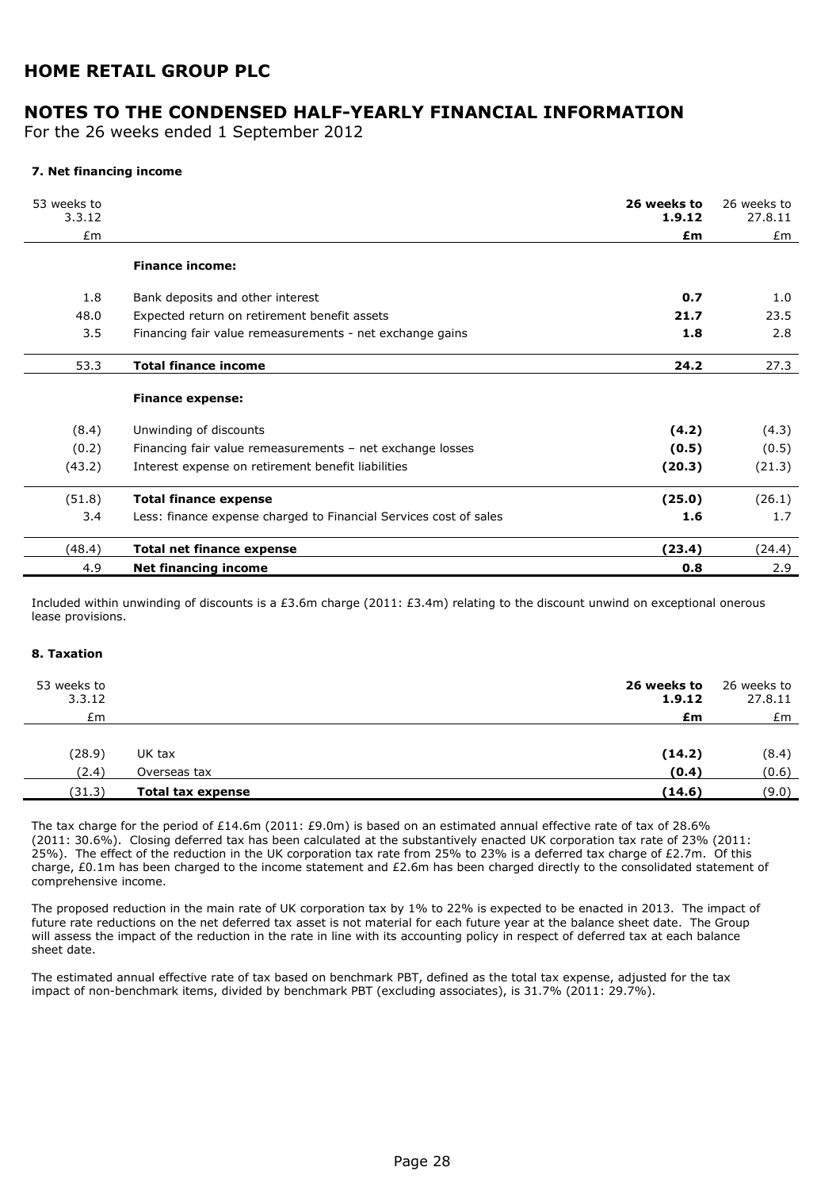## HOME RETAIL GROUP PLC

## NOTES TO THE CONDENSED HALF-YEARLY FINANCIAL INFORMATION

For the 26 weeks ended 1 September 2012

### 7. Net financing income

| 53 weeks to 3.3.12 £m | | **26 weeks to 1.9.12 £m** | 26 weeks to 27.8.11 £m |
|---|---|---|---|
| | **Finance income:** | | |
| 1.8 | Bank deposits and other interest | **0.7** | 1.0 |
| 48.0 | Expected return on retirement benefit assets | **21.7** | 23.5 |
| 3.5 | Financing fair value remeasurements - net exchange gains | **1.8** | 2.8 |
| 53.3 | **Total finance income** | **24.2** | 27.3 |
| | **Finance expense:** | | |
| (8.4) | Unwinding of discounts | **(4.2)** | (4.3) |
| (0.2) | Financing fair value remeasurements – net exchange losses | **(0.5)** | (0.5) |
| (43.2) | Interest expense on retirement benefit liabilities | **(20.3)** | (21.3) |
| (51.8) | **Total finance expense** | **(25.0)** | (26.1) |
| 3.4 | Less: finance expense charged to Financial Services cost of sales | **1.6** | 1.7 |
| (48.4) | **Total net finance expense** | **(23.4)** | (24.4) |
| 4.9 | **Net financing income** | **0.8** | 2.9 |

Included within unwinding of discounts is a £3.6m charge (2011: £3.4m) relating to the discount unwind on exceptional onerous lease provisions.

### 8. Taxation

| 53 weeks to 3.3.12 £m | | **26 weeks to 1.9.12 £m** | 26 weeks to 27.8.11 £m |
|---|---|---|---|
| (28.9) | UK tax | **(14.2)** | (8.4) |
| (2.4) | Overseas tax | **(0.4)** | (0.6) |
| (31.3) | **Total tax expense** | **(14.6)** | (9.0) |

The tax charge for the period of £14.6m (2011: £9.0m) is based on an estimated annual effective rate of tax of 28.6% (2011: 30.6%). Closing deferred tax has been calculated at the substantively enacted UK corporation tax rate of 23% (2011: 25%). The effect of the reduction in the UK corporation tax rate from 25% to 23% is a deferred tax charge of £2.7m. Of this charge, £0.1m has been charged to the income statement and £2.6m has been charged directly to the consolidated statement of comprehensive income.

The proposed reduction in the main rate of UK corporation tax by 1% to 22% is expected to be enacted in 2013. The impact of future rate reductions on the net deferred tax asset is not material for each future year at the balance sheet date. The Group will assess the impact of the reduction in the rate in line with its accounting policy in respect of deferred tax at each balance sheet date.

The estimated annual effective rate of tax based on benchmark PBT, defined as the total tax expense, adjusted for the tax impact of non-benchmark items, divided by benchmark PBT (excluding associates), is 31.7% (2011: 29.7%).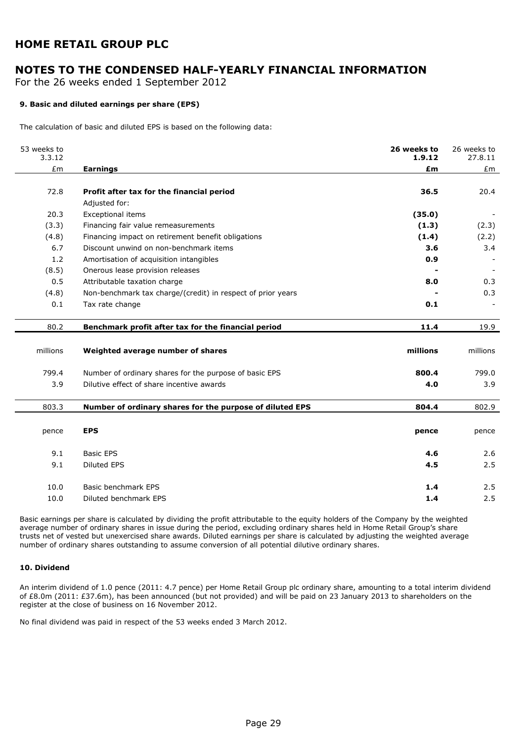# HOME RETAIL GROUP PLC

## NOTES TO THE CONDENSED HALF-YEARLY FINANCIAL INFORMATION

For the 26 weeks ended 1 September 2012

### 9. Basic and diluted earnings per share (EPS)

The calculation of basic and diluted EPS is based on the following data:

| 53 weeks to 3.3.12 | | **26 weeks to 1.9.12** | 26 weeks to 27.8.11 |
|---|---|---|---|
| £m | **Earnings** | **£m** | £m |
| 72.8 | **Profit after tax for the financial period** | **36.5** | 20.4 |
| | Adjusted for: | | |
| 20.3 | Exceptional items | **(35.0)** | - |
| (3.3) | Financing fair value remeasurements | **(1.3)** | (2.3) |
| (4.8) | Financing impact on retirement benefit obligations | **(1.4)** | (2.2) |
| 6.7 | Discount unwind on non-benchmark items | **3.6** | 3.4 |
| 1.2 | Amortisation of acquisition intangibles | **0.9** | - |
| (8.5) | Onerous lease provision releases | **-** | - |
| 0.5 | Attributable taxation charge | **8.0** | 0.3 |
| (4.8) | Non-benchmark tax charge/(credit) in respect of prior years | **-** | 0.3 |
| 0.1 | Tax rate change | **0.1** | - |
| 80.2 | **Benchmark profit after tax for the financial period** | **11.4** | 19.9 |
| millions | **Weighted average number of shares** | **millions** | millions |
| 799.4 | Number of ordinary shares for the purpose of basic EPS | **800.4** | 799.0 |
| 3.9 | Dilutive effect of share incentive awards | **4.0** | 3.9 |
| 803.3 | **Number of ordinary shares for the purpose of diluted EPS** | **804.4** | 802.9 |
| pence | **EPS** | **pence** | pence |
| 9.1 | Basic EPS | **4.6** | 2.6 |
| 9.1 | Diluted EPS | **4.5** | 2.5 |
| 10.0 | Basic benchmark EPS | **1.4** | 2.5 |
| 10.0 | Diluted benchmark EPS | **1.4** | 2.5 |

Basic earnings per share is calculated by dividing the profit attributable to the equity holders of the Company by the weighted average number of ordinary shares in issue during the period, excluding ordinary shares held in Home Retail Group's share trusts net of vested but unexercised share awards. Diluted earnings per share is calculated by adjusting the weighted average number of ordinary shares outstanding to assume conversion of all potential dilutive ordinary shares.

### 10. Dividend

An interim dividend of 1.0 pence (2011: 4.7 pence) per Home Retail Group plc ordinary share, amounting to a total interim dividend of £8.0m (2011: £37.6m), has been announced (but not provided) and will be paid on 23 January 2013 to shareholders on the register at the close of business on 16 November 2012.

No final dividend was paid in respect of the 53 weeks ended 3 March 2012.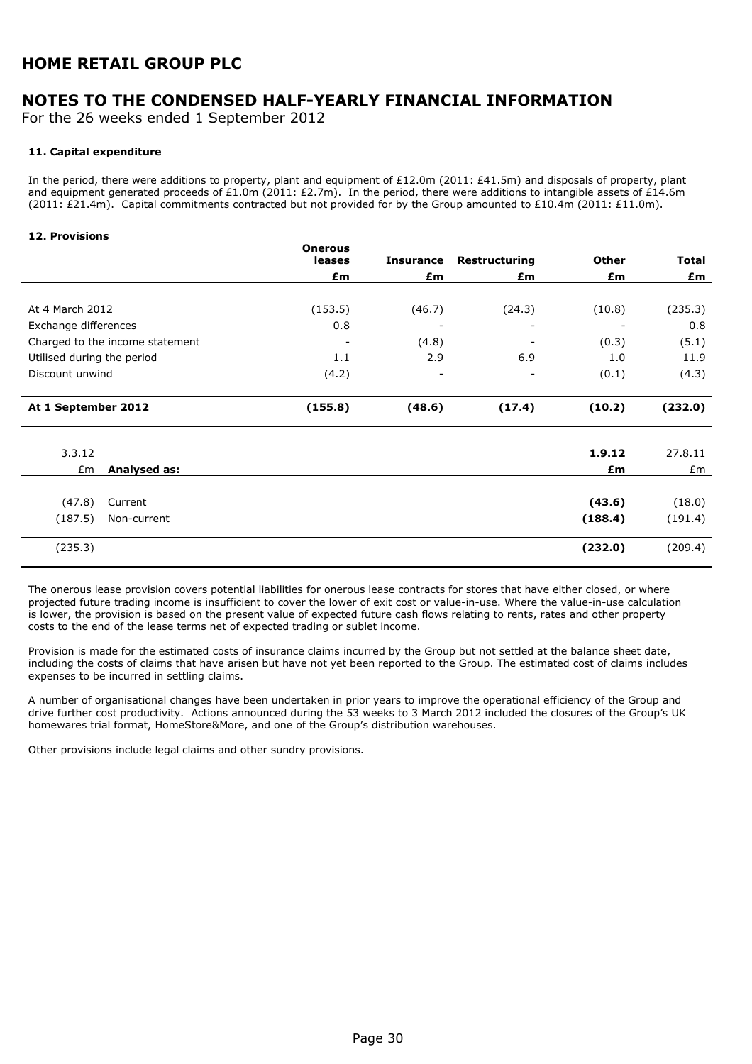# HOME RETAIL GROUP PLC

## NOTES TO THE CONDENSED HALF-YEARLY FINANCIAL INFORMATION

For the 26 weeks ended 1 September 2012

### 11. Capital expenditure

In the period, there were additions to property, plant and equipment of £12.0m (2011: £41.5m) and disposals of property, plant and equipment generated proceeds of £1.0m (2011: £2.7m). In the period, there were additions to intangible assets of £14.6m (2011: £21.4m). Capital commitments contracted but not provided for by the Group amounted to £10.4m (2011: £11.0m).

### 12. Provisions

| | Onerous leases | Insurance | Restructuring | Other | Total |
|---|---|---|---|---|---|
| | £m | £m | £m | £m | £m |
| At 4 March 2012 | (153.5) | (46.7) | (24.3) | (10.8) | (235.3) |
| Exchange differences | 0.8 | - | - | - | 0.8 |
| Charged to the income statement | - | (4.8) | - | (0.3) | (5.1) |
| Utilised during the period | 1.1 | 2.9 | 6.9 | 1.0 | 11.9 |
| Discount unwind | (4.2) | - | - | (0.1) | (4.3) |
| **At 1 September 2012** | **(155.8)** | **(48.6)** | **(17.4)** | **(10.2)** | **(232.0)** |

| 3.3.12 | | 1.9.12 | 27.8.11 |
|---|---|---|---|
| £m | **Analysed as:** | **£m** | £m |
| (47.8) | Current | **(43.6)** | (18.0) |
| (187.5) | Non-current | **(188.4)** | (191.4) |
| (235.3) | | **(232.0)** | (209.4) |

The onerous lease provision covers potential liabilities for onerous lease contracts for stores that have either closed, or where projected future trading income is insufficient to cover the lower of exit cost or value-in-use. Where the value-in-use calculation is lower, the provision is based on the present value of expected future cash flows relating to rents, rates and other property costs to the end of the lease terms net of expected trading or sublet income.

Provision is made for the estimated costs of insurance claims incurred by the Group but not settled at the balance sheet date, including the costs of claims that have arisen but have not yet been reported to the Group. The estimated cost of claims includes expenses to be incurred in settling claims.

A number of organisational changes have been undertaken in prior years to improve the operational efficiency of the Group and drive further cost productivity. Actions announced during the 53 weeks to 3 March 2012 included the closures of the Group's UK homewares trial format, HomeStore&More, and one of the Group's distribution warehouses.

Other provisions include legal claims and other sundry provisions.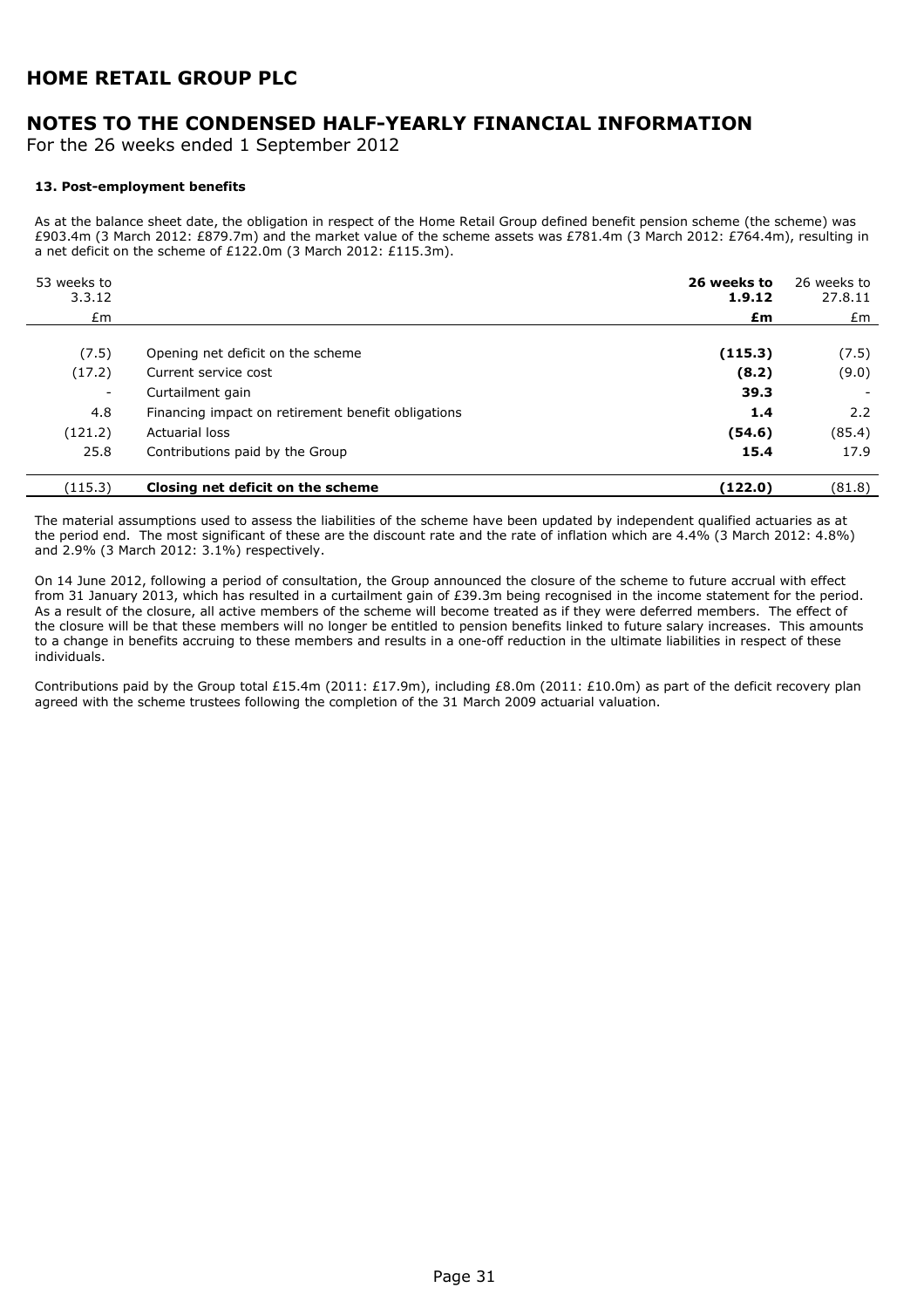# HOME RETAIL GROUP PLC

## NOTES TO THE CONDENSED HALF-YEARLY FINANCIAL INFORMATION

For the 26 weeks ended 1 September 2012

#### 13. Post-employment benefits

As at the balance sheet date, the obligation in respect of the Home Retail Group defined benefit pension scheme (the scheme) was £903.4m (3 March 2012: £879.7m) and the market value of the scheme assets was £781.4m (3 March 2012: £764.4m), resulting in a net deficit on the scheme of £122.0m (3 March 2012: £115.3m).

| 53 weeks to 3.3.12 |  | **26 weeks to 1.9.12** | 26 weeks to 27.8.11 |
|---|---|---|---|
| £m |  | **£m** | £m |
| (7.5) | Opening net deficit on the scheme | **(115.3)** | (7.5) |
| (17.2) | Current service cost | **(8.2)** | (9.0) |
| - | Curtailment gain | **39.3** | - |
| 4.8 | Financing impact on retirement benefit obligations | **1.4** | 2.2 |
| (121.2) | Actuarial loss | **(54.6)** | (85.4) |
| 25.8 | Contributions paid by the Group | **15.4** | 17.9 |
| (115.3) | **Closing net deficit on the scheme** | **(122.0)** | (81.8) |

The material assumptions used to assess the liabilities of the scheme have been updated by independent qualified actuaries as at the period end. The most significant of these are the discount rate and the rate of inflation which are 4.4% (3 March 2012: 4.8%) and 2.9% (3 March 2012: 3.1%) respectively.

On 14 June 2012, following a period of consultation, the Group announced the closure of the scheme to future accrual with effect from 31 January 2013, which has resulted in a curtailment gain of £39.3m being recognised in the income statement for the period. As a result of the closure, all active members of the scheme will become treated as if they were deferred members. The effect of the closure will be that these members will no longer be entitled to pension benefits linked to future salary increases. This amounts to a change in benefits accruing to these members and results in a one-off reduction in the ultimate liabilities in respect of these individuals.

Contributions paid by the Group total £15.4m (2011: £17.9m), including £8.0m (2011: £10.0m) as part of the deficit recovery plan agreed with the scheme trustees following the completion of the 31 March 2009 actuarial valuation.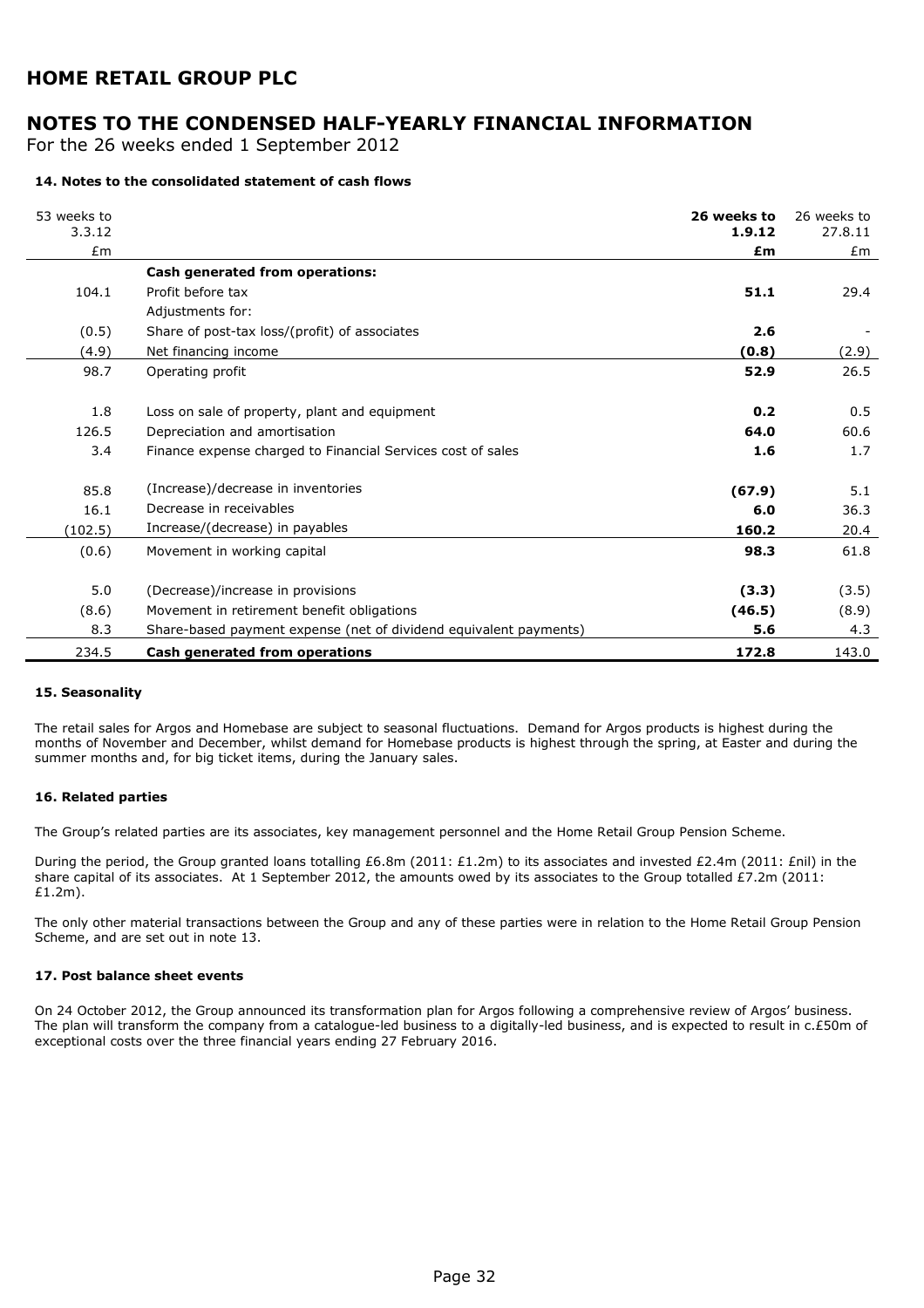# HOME RETAIL GROUP PLC

## NOTES TO THE CONDENSED HALF-YEARLY FINANCIAL INFORMATION

For the 26 weeks ended 1 September 2012

#### 14. Notes to the consolidated statement of cash flows

| 53 weeks to 3.3.12 £m | | **26 weeks to 1.9.12 £m** | 26 weeks to 27.8.11 £m |
|---|---|---|---|
| | **Cash generated from operations:** | | |
| 104.1 | Profit before tax | **51.1** | 29.4 |
| | Adjustments for: | | |
| (0.5) | Share of post-tax loss/(profit) of associates | **2.6** | - |
| (4.9) | Net financing income | **(0.8)** | (2.9) |
| 98.7 | Operating profit | **52.9** | 26.5 |
| 1.8 | Loss on sale of property, plant and equipment | **0.2** | 0.5 |
| 126.5 | Depreciation and amortisation | **64.0** | 60.6 |
| 3.4 | Finance expense charged to Financial Services cost of sales | **1.6** | 1.7 |
| 85.8 | (Increase)/decrease in inventories | **(67.9)** | 5.1 |
| 16.1 | Decrease in receivables | **6.0** | 36.3 |
| (102.5) | Increase/(decrease) in payables | **160.2** | 20.4 |
| (0.6) | Movement in working capital | **98.3** | 61.8 |
| 5.0 | (Decrease)/increase in provisions | **(3.3)** | (3.5) |
| (8.6) | Movement in retirement benefit obligations | **(46.5)** | (8.9) |
| 8.3 | Share-based payment expense (net of dividend equivalent payments) | **5.6** | 4.3 |
| 234.5 | **Cash generated from operations** | **172.8** | 143.0 |

#### 15. Seasonality

The retail sales for Argos and Homebase are subject to seasonal fluctuations. Demand for Argos products is highest during the months of November and December, whilst demand for Homebase products is highest through the spring, at Easter and during the summer months and, for big ticket items, during the January sales.

#### 16. Related parties

The Group's related parties are its associates, key management personnel and the Home Retail Group Pension Scheme.

During the period, the Group granted loans totalling £6.8m (2011: £1.2m) to its associates and invested £2.4m (2011: £nil) in the share capital of its associates. At 1 September 2012, the amounts owed by its associates to the Group totalled £7.2m (2011: £1.2m).

The only other material transactions between the Group and any of these parties were in relation to the Home Retail Group Pension Scheme, and are set out in note 13.

#### 17. Post balance sheet events

On 24 October 2012, the Group announced its transformation plan for Argos following a comprehensive review of Argos' business. The plan will transform the company from a catalogue-led business to a digitally-led business, and is expected to result in c.£50m of exceptional costs over the three financial years ending 27 February 2016.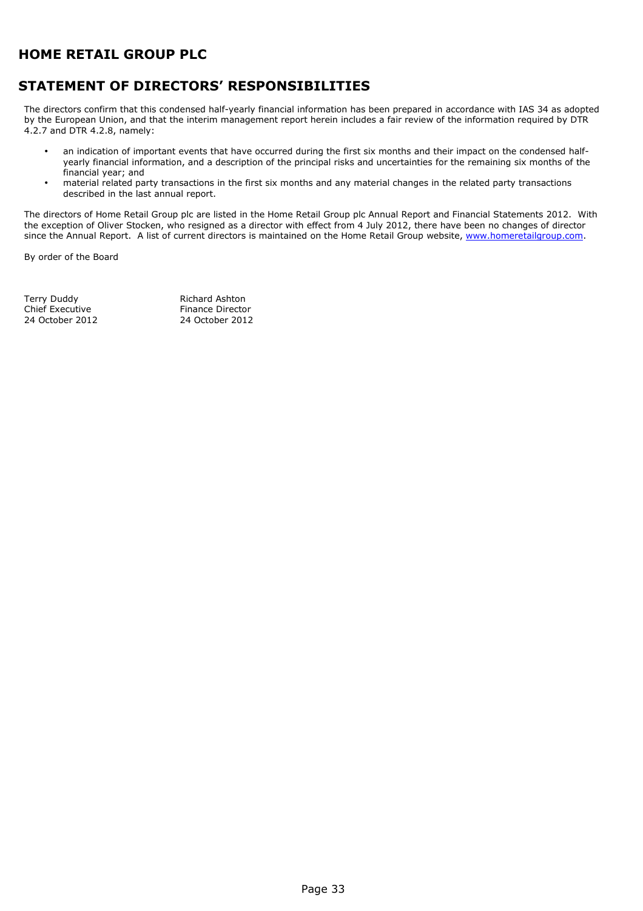# HOME RETAIL GROUP PLC

## STATEMENT OF DIRECTORS' RESPONSIBILITIES

The directors confirm that this condensed half-yearly financial information has been prepared in accordance with IAS 34 as adopted by the European Union, and that the interim management report herein includes a fair review of the information required by DTR 4.2.7 and DTR 4.2.8, namely:

- an indication of important events that have occurred during the first six months and their impact on the condensed half-yearly financial information, and a description of the principal risks and uncertainties for the remaining six months of the financial year; and
- material related party transactions in the first six months and any material changes in the related party transactions described in the last annual report.

The directors of Home Retail Group plc are listed in the Home Retail Group plc Annual Report and Financial Statements 2012. With the exception of Oliver Stocken, who resigned as a director with effect from 4 July 2012, there have been no changes of director since the Annual Report. A list of current directors is maintained on the Home Retail Group website, www.homeretailgroup.com.

By order of the Board

Terry Duddy
Chief Executive
24 October 2012

Richard Ashton
Finance Director
24 October 2012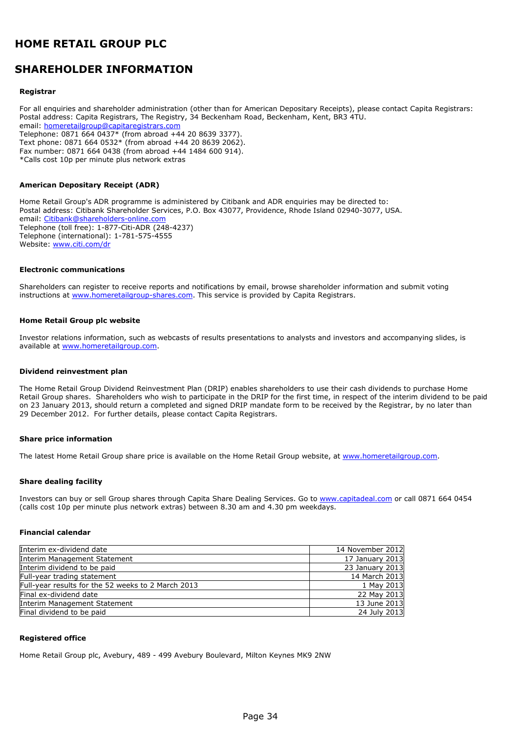# HOME RETAIL GROUP PLC

## SHAREHOLDER INFORMATION

### Registrar

For all enquiries and shareholder administration (other than for American Depositary Receipts), please contact Capita Registrars:
Postal address: Capita Registrars, The Registry, 34 Beckenham Road, Beckenham, Kent, BR3 4TU.
email: homeretailgroup@capitaregistrars.com
Telephone: 0871 664 0437* (from abroad +44 20 8639 3377).
Text phone: 0871 664 0532* (from abroad +44 20 8639 2062).
Fax number: 0871 664 0438 (from abroad +44 1484 600 914).
*Calls cost 10p per minute plus network extras

### American Depositary Receipt (ADR)

Home Retail Group's ADR programme is administered by Citibank and ADR enquiries may be directed to:
Postal address: Citibank Shareholder Services, P.O. Box 43077, Providence, Rhode Island 02940-3077, USA.
email: Citibank@shareholders-online.com
Telephone (toll free): 1-877-Citi-ADR (248-4237)
Telephone (international): 1-781-575-4555
Website: www.citi.com/dr

### Electronic communications

Shareholders can register to receive reports and notifications by email, browse shareholder information and submit voting instructions at www.homeretailgroup-shares.com. This service is provided by Capita Registrars.

### Home Retail Group plc website

Investor relations information, such as webcasts of results presentations to analysts and investors and accompanying slides, is available at www.homeretailgroup.com.

### Dividend reinvestment plan

The Home Retail Group Dividend Reinvestment Plan (DRIP) enables shareholders to use their cash dividends to purchase Home Retail Group shares. Shareholders who wish to participate in the DRIP for the first time, in respect of the interim dividend to be paid on 23 January 2013, should return a completed and signed DRIP mandate form to be received by the Registrar, by no later than 29 December 2012. For further details, please contact Capita Registrars.

### Share price information

The latest Home Retail Group share price is available on the Home Retail Group website, at www.homeretailgroup.com.

### Share dealing facility

Investors can buy or sell Group shares through Capita Share Dealing Services. Go to www.capitadeal.com or call 0871 664 0454 (calls cost 10p per minute plus network extras) between 8.30 am and 4.30 pm weekdays.

### Financial calendar

| | |
|---|---|
| Interim ex-dividend date | 14 November 2012 |
| Interim Management Statement | 17 January 2013 |
| Interim dividend to be paid | 23 January 2013 |
| Full-year trading statement | 14 March 2013 |
| Full-year results for the 52 weeks to 2 March 2013 | 1 May 2013 |
| Final ex-dividend date | 22 May 2013 |
| Interim Management Statement | 13 June 2013 |
| Final dividend to be paid | 24 July 2013 |

### Registered office

Home Retail Group plc, Avebury, 489 - 499 Avebury Boulevard, Milton Keynes MK9 2NW